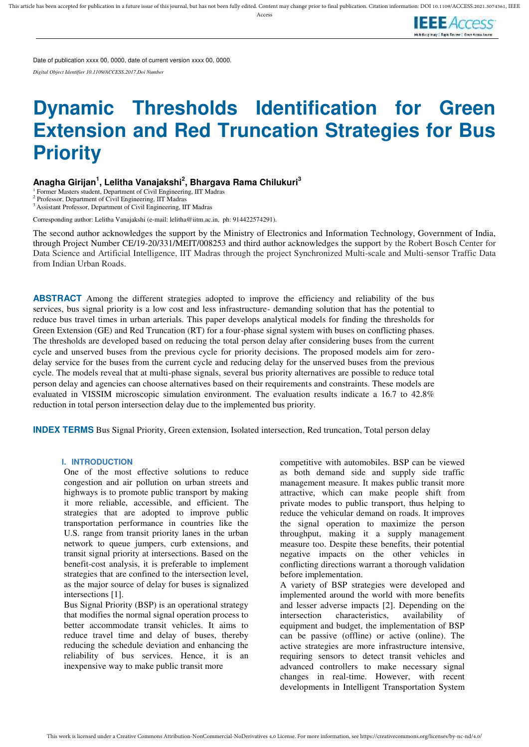Date of publication xxxx 00, 0000, date of current version xxxx 00, 0000.

*Digital Object Identifier 10.1109/ACCESS.2017.Doi Number*

# Dynamic Thresholds Identification for Green Extension and Red Truncation Strategies for Bus Priority

**Anagha Girijan[1], Lelitha Vanajakshi[2], Bhargava Rama Chilukuri[3]**

[1] Former Masters student, Department of Civil Engineering, IIT Madras
[2] Professor, Department of Civil Engineering, IIT Madras
[3] Assistant Professor, Department of Civil Engineering, IIT Madras

Corresponding author: Lelitha Vanajakshi (e-mail: lelitha@iitm.ac.in, ph: 914422574291).

The second author acknowledges the support by the Ministry of Electronics and Information Technology, Government of India, through Project Number CE/19-20/331/MEIT/008253 and third author acknowledges the support by the Robert Bosch Center for Data Science and Artificial Intelligence, IIT Madras through the project Synchronized Multi-scale and Multi-sensor Traffic Data from Indian Urban Roads.

**ABSTRACT** Among the different strategies adopted to improve the efficiency and reliability of the bus services, bus signal priority is a low cost and less infrastructure- demanding solution that has the potential to reduce bus travel times in urban arterials. This paper develops analytical models for finding the thresholds for Green Extension (GE) and Red Truncation (RT) for a four-phase signal system with buses on conflicting phases. The thresholds are developed based on reducing the total person delay after considering buses from the current cycle and unserved buses from the previous cycle for priority decisions. The proposed models aim for zero-delay service for the buses from the current cycle and reducing delay for the unserved buses from the previous cycle. The models reveal that at multi-phase signals, several bus priority alternatives are possible to reduce total person delay and agencies can choose alternatives based on their requirements and constraints. These models are evaluated in VISSIM microscopic simulation environment. The evaluation results indicate a 16.7 to 42.8% reduction in total person intersection delay due to the implemented bus priority.

**INDEX TERMS** Bus Signal Priority, Green extension, Isolated intersection, Red truncation, Total person delay

## I. INTRODUCTION

One of the most effective solutions to reduce congestion and air pollution on urban streets and highways is to promote public transport by making it more reliable, accessible, and efficient. The strategies that are adopted to improve public transportation performance in countries like the U.S. range from transit priority lanes in the urban network to queue jumpers, curb extensions, and transit signal priority at intersections. Based on the benefit-cost analysis, it is preferable to implement strategies that are confined to the intersection level, as the major source of delay for buses is signalized intersections [1].

Bus Signal Priority (BSP) is an operational strategy that modifies the normal signal operation process to better accommodate transit vehicles. It aims to reduce travel time and delay of buses, thereby reducing the schedule deviation and enhancing the reliability of bus services. Hence, it is an inexpensive way to make public transit more competitive with automobiles. BSP can be viewed as both demand side and supply side traffic management measure. It makes public transit more attractive, which can make people shift from private modes to public transport, thus helping to reduce the vehicular demand on roads. It improves the signal operation to maximize the person throughput, making it a supply management measure too. Despite these benefits, their potential negative impacts on the other vehicles in conflicting directions warrant a thorough validation before implementation.

A variety of BSP strategies were developed and implemented around the world with more benefits and lesser adverse impacts [2]. Depending on the intersection characteristics, availability of equipment and budget, the implementation of BSP can be passive (offline) or active (online). The active strategies are more infrastructure intensive, requiring sensors to detect transit vehicles and advanced controllers to make necessary signal changes in real-time. However, with recent developments in Intelligent Transportation System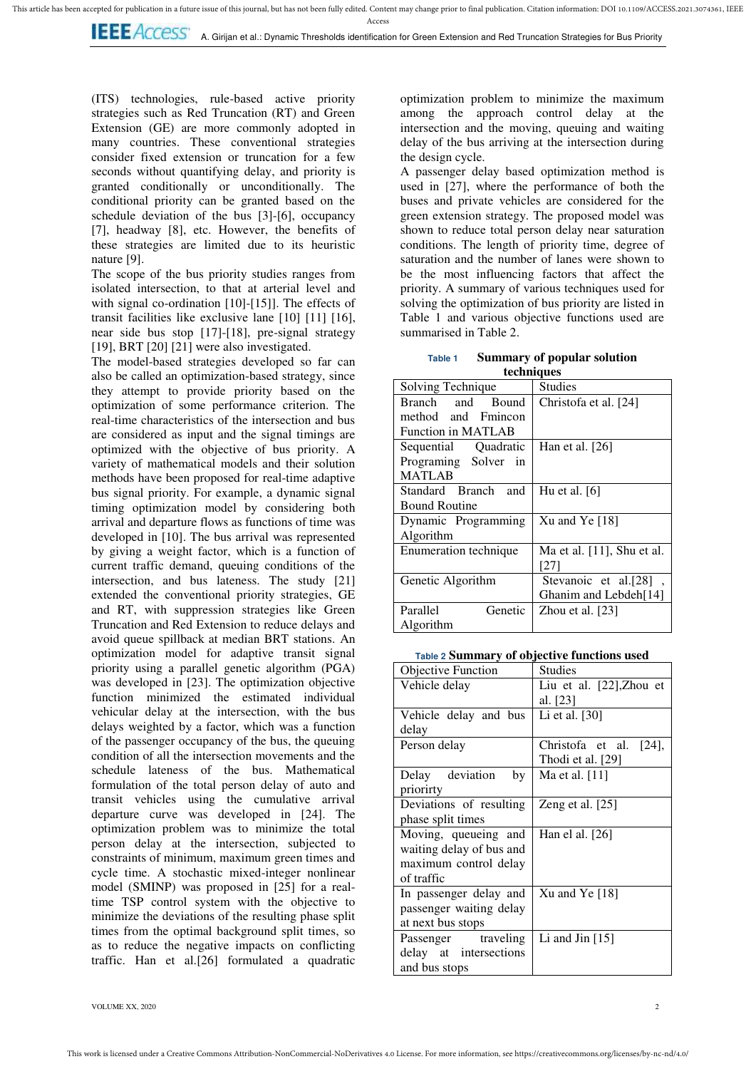(ITS) technologies, rule-based active priority strategies such as Red Truncation (RT) and Green Extension (GE) are more commonly adopted in many countries. These conventional strategies consider fixed extension or truncation for a few seconds without quantifying delay, and priority is granted conditionally or unconditionally. The conditional priority can be granted based on the schedule deviation of the bus [3]-[6], occupancy [7], headway [8], etc. However, the benefits of these strategies are limited due to its heuristic nature [9].

The scope of the bus priority studies ranges from isolated intersection, to that at arterial level and with signal co-ordination [10]-[15]]. The effects of transit facilities like exclusive lane [10] [11] [16], near side bus stop [17]-[18], pre-signal strategy [19], BRT [20] [21] were also investigated.

The model-based strategies developed so far can also be called an optimization-based strategy, since they attempt to provide priority based on the optimization of some performance criterion. The real-time characteristics of the intersection and bus are considered as input and the signal timings are optimized with the objective of bus priority. A variety of mathematical models and their solution methods have been proposed for real-time adaptive bus signal priority. For example, a dynamic signal timing optimization model by considering both arrival and departure flows as functions of time was developed in [10]. The bus arrival was represented by giving a weight factor, which is a function of current traffic demand, queuing conditions of the intersection, and bus lateness. The study [21] extended the conventional priority strategies, GE and RT, with suppression strategies like Green Truncation and Red Extension to reduce delays and avoid queue spillback at median BRT stations. An optimization model for adaptive transit signal priority using a parallel genetic algorithm (PGA) was developed in [23]. The optimization objective function minimized the estimated individual vehicular delay at the intersection, with the bus delays weighted by a factor, which was a function of the passenger occupancy of the bus, the queuing condition of all the intersection movements and the schedule lateness of the bus. Mathematical formulation of the total person delay of auto and transit vehicles using the cumulative arrival departure curve was developed in [24]. The optimization problem was to minimize the total person delay at the intersection, subjected to constraints of minimum, maximum green times and cycle time. A stochastic mixed-integer nonlinear model (SMINP) was proposed in [25] for a real-time TSP control system with the objective to minimize the deviations of the resulting phase split times from the optimal background split times, so as to reduce the negative impacts on conflicting traffic. Han et al.[26] formulated a quadratic optimization problem to minimize the maximum among the approach control delay at the intersection and the moving, queuing and waiting delay of the bus arriving at the intersection during the design cycle.

A passenger delay based optimization method is used in [27], where the performance of both the buses and private vehicles are considered for the green extension strategy. The proposed model was shown to reduce total person delay near saturation conditions. The length of priority time, degree of saturation and the number of lanes were shown to be the most influencing factors that affect the priority. A summary of various techniques used for solving the optimization of bus priority are listed in Table 1 and various objective functions used are summarised in Table 2.

**Table 1 Summary of popular solution techniques**

| Solving Technique | Studies |
|---|---|
| Branch and Bound method and Fmincon Function in MATLAB | Christofa et al. [24] |
| Sequential Quadratic Programing Solver in MATLAB | Han et al. [26] |
| Standard Branch and Bound Routine | Hu et al. [6] |
| Dynamic Programming Algorithm | Xu and Ye [18] |
| Enumeration technique | Ma et al. [11], Shu et al. [27] |
| Genetic Algorithm | Stevanoic et al.[28] , Ghanim and Lebdeh[14] |
| Parallel Genetic Algorithm | Zhou et al. [23] |

**Table 2 Summary of objective functions used**

| Objective Function | Studies |
|---|---|
| Vehicle delay | Liu et al. [22],Zhou et al. [23] |
| Vehicle delay and bus delay | Li et al. [30] |
| Person delay | Christofa et al. [24], Thodi et al. [29] |
| Delay deviation by priorirty | Ma et al. [11] |
| Deviations of resulting phase split times | Zeng et al. [25] |
| Moving, queueing and waiting delay of bus and maximum control delay of traffic | Han el al. [26] |
| In passenger delay and passenger waiting delay at next bus stops | Xu and Ye [18] |
| Passenger traveling delay at intersections and bus stops | Li and Jin [15] |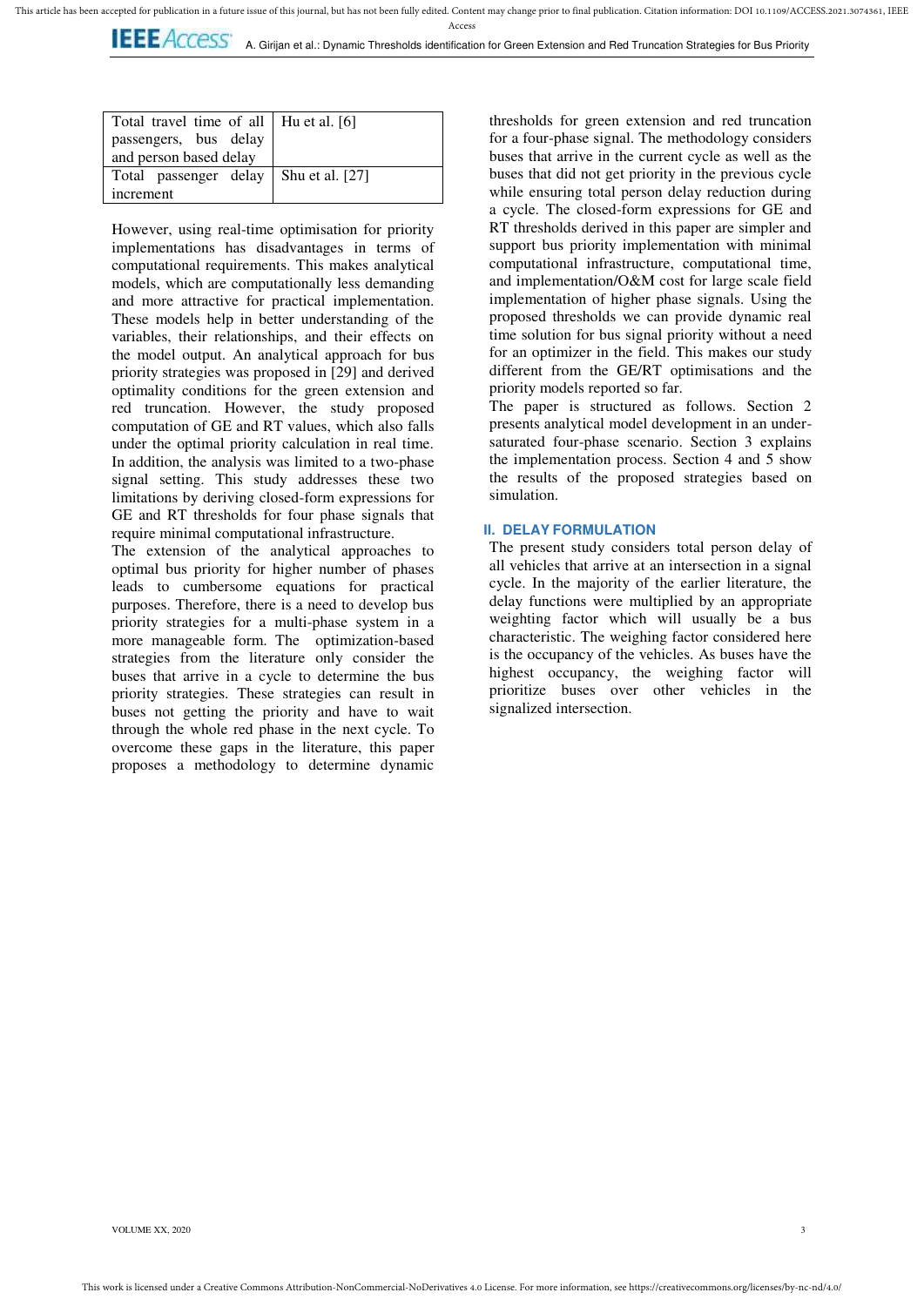| Total travel time of all passengers, bus delay and person based delay | Hu et al. [6] |
|---|---|
| Total passenger delay increment | Shu et al. [27] |

However, using real-time optimisation for priority implementations has disadvantages in terms of computational requirements. This makes analytical models, which are computationally less demanding and more attractive for practical implementation. These models help in better understanding of the variables, their relationships, and their effects on the model output. An analytical approach for bus priority strategies was proposed in [29] and derived optimality conditions for the green extension and red truncation. However, the study proposed computation of GE and RT values, which also falls under the optimal priority calculation in real time. In addition, the analysis was limited to a two-phase signal setting. This study addresses these two limitations by deriving closed-form expressions for GE and RT thresholds for four phase signals that require minimal computational infrastructure.

The extension of the analytical approaches to optimal bus priority for higher number of phases leads to cumbersome equations for practical purposes. Therefore, there is a need to develop bus priority strategies for a multi-phase system in a more manageable form. The optimization-based strategies from the literature only consider the buses that arrive in a cycle to determine the bus priority strategies. These strategies can result in buses not getting the priority and have to wait through the whole red phase in the next cycle. To overcome these gaps in the literature, this paper proposes a methodology to determine dynamic thresholds for green extension and red truncation for a four-phase signal. The methodology considers buses that arrive in the current cycle as well as the buses that did not get priority in the previous cycle while ensuring total person delay reduction during a cycle. The closed-form expressions for GE and RT thresholds derived in this paper are simpler and support bus priority implementation with minimal computational infrastructure, computational time, and implementation/O&M cost for large scale field implementation of higher phase signals. Using the proposed thresholds we can provide dynamic real time solution for bus signal priority without a need for an optimizer in the field. This makes our study different from the GE/RT optimisations and the priority models reported so far.

The paper is structured as follows. Section 2 presents analytical model development in an under-saturated four-phase scenario. Section 3 explains the implementation process. Section 4 and 5 show the results of the proposed strategies based on simulation.

## II. DELAY FORMULATION

The present study considers total person delay of all vehicles that arrive at an intersection in a signal cycle. In the majority of the earlier literature, the delay functions were multiplied by an appropriate weighting factor which will usually be a bus characteristic. The weighing factor considered here is the occupancy of the vehicles. As buses have the highest occupancy, the weighing factor will prioritize buses over other vehicles in the signalized intersection.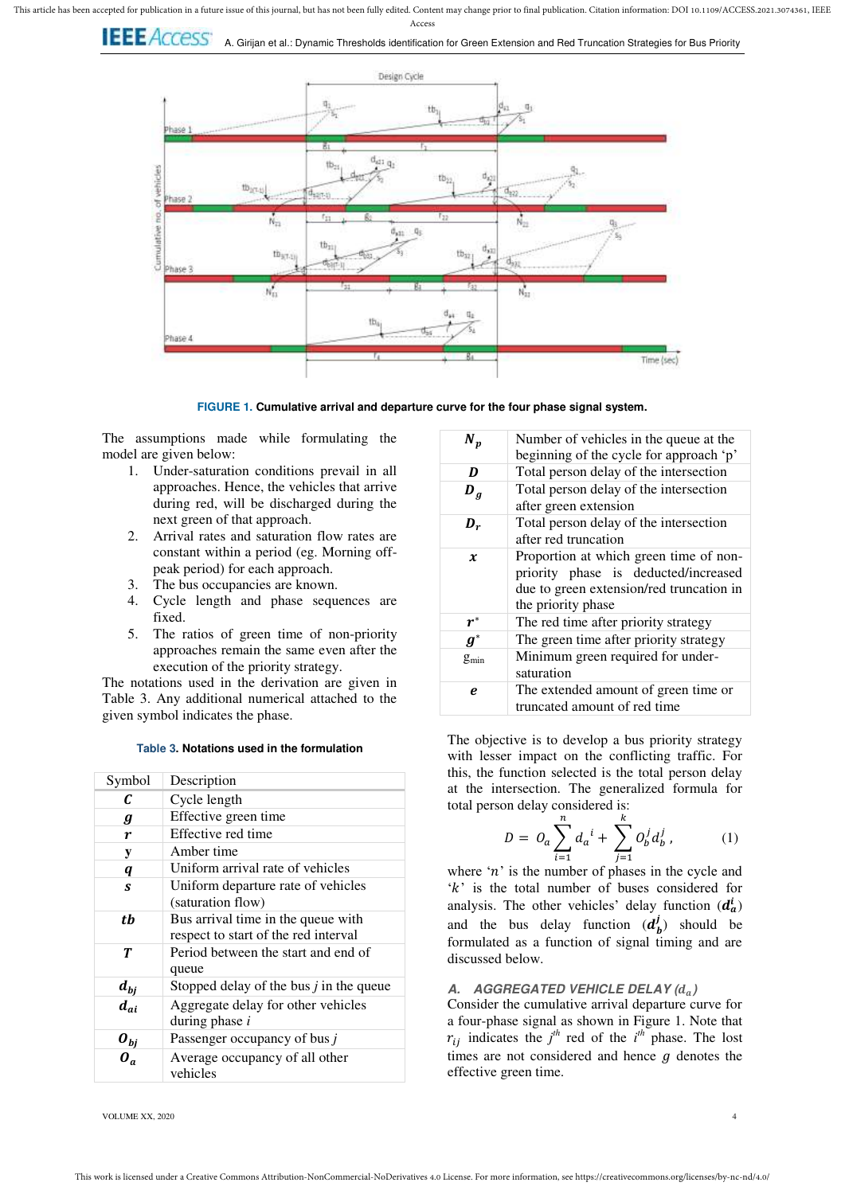**FIGURE 1. Cumulative arrival and departure curve for the four phase signal system.**

The assumptions made while formulating the model are given below:

1. Under-saturation conditions prevail in all approaches. Hence, the vehicles that arrive during red, will be discharged during the next green of that approach.
2. Arrival rates and saturation flow rates are constant within a period (eg. Morning off-peak period) for each approach.
3. The bus occupancies are known.
4. Cycle length and phase sequences are fixed.
5. The ratios of green time of non-priority approaches remain the same even after the execution of the priority strategy.

The notations used in the derivation are given in Table 3. Any additional numerical attached to the given symbol indicates the phase.

**Table 3. Notations used in the formulation**

| Symbol | Description |
|---|---|
| $C$ | Cycle length |
| $g$ | Effective green time |
| $r$ | Effective red time |
| y | Amber time |
| $q$ | Uniform arrival rate of vehicles |
| $s$ | Uniform departure rate of vehicles (saturation flow) |
| $tb$ | Bus arrival time in the queue with respect to start of the red interval |
| $T$ | Period between the start and end of queue |
| $d_{bj}$ | Stopped delay of the bus $j$ in the queue |
| $d_{ai}$ | Aggregate delay for other vehicles during phase $i$ |
| $O_{bj}$ | Passenger occupancy of bus $j$ |
| $O_a$ | Average occupancy of all other vehicles |
| $N_p$ | Number of vehicles in the queue at the beginning of the cycle for approach 'p' |
| $D$ | Total person delay of the intersection |
| $D_g$ | Total person delay of the intersection after green extension |
| $D_r$ | Total person delay of the intersection after red truncation |
| $x$ | Proportion at which green time of non-priority phase is deducted/increased due to green extension/red truncation in the priority phase |
| $r^*$ | The red time after priority strategy |
| $g^*$ | The green time after priority strategy |
| $g_{min}$ | Minimum green required for under-saturation |
| $e$ | The extended amount of green time or truncated amount of red time |

The objective is to develop a bus priority strategy with lesser impact on the conflicting traffic. For this, the function selected is the total person delay at the intersection. The generalized formula for total person delay considered is:

$$D = O_a \sum_{i=1}^{n} d_a{}^i + \sum_{j=1}^{k} O_b^j d_b^j, \tag{1}$$

where '$n$' is the number of phases in the cycle and '$k$' is the total number of buses considered for analysis. The other vehicles' delay function ($\boldsymbol{d_a^i}$) and the bus delay function ($\boldsymbol{d_b^j}$) should be formulated as a function of signal timing and are discussed below.

### A. AGGREGATED VEHICLE DELAY ($d_a$)

Consider the cumulative arrival departure curve for a four-phase signal as shown in Figure 1. Note that $r_{ij}$ indicates the $j^{th}$ red of the $i^{th}$ phase. The lost times are not considered and hence $g$ denotes the effective green time.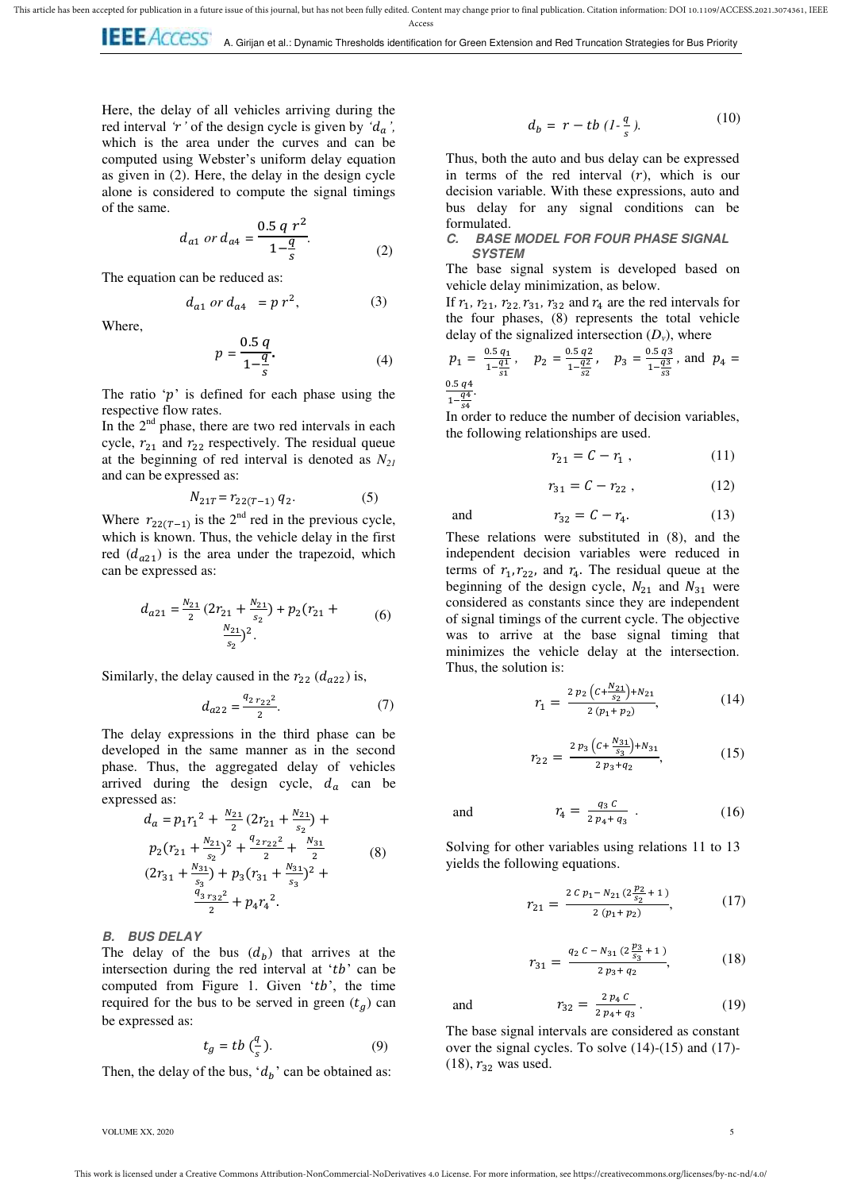Here, the delay of all vehicles arriving during the red interval *'r'* of the design cycle is given by *'$d_a$'*, which is the area under the curves and can be computed using Webster's uniform delay equation as given in (2). Here, the delay in the design cycle alone is considered to compute the signal timings of the same.

$$d_{a1} \text{ or } d_{a4} = \frac{0.5\, q\, r^2}{1-\frac{q}{s}}. \tag{2}$$

The equation can be reduced as:

$$d_{a1} \text{ or } d_{a4} = p\, r^2, \tag{3}$$

Where,

$$p = \frac{0.5\, q}{1-\frac{q}{s}}. \tag{4}$$

The ratio '$p$' is defined for each phase using the respective flow rates.

In the 2nd phase, there are two red intervals in each cycle, $r_{21}$ and $r_{22}$ respectively. The residual queue at the beginning of red interval is denoted as $N_{21}$ and can be expressed as:

$$N_{21T} = r_{22(T-1)}\, q_2. \tag{5}$$

Where $r_{22(T-1)}$ is the 2nd red in the previous cycle, which is known. Thus, the vehicle delay in the first red ($d_{a21}$) is the area under the trapezoid, which can be expressed as:

$$d_{a21} = \frac{N_{21}}{2}\left(2r_{21} + \frac{N_{21}}{s_2}\right) + p_2\left(r_{21} + \frac{N_{21}}{s_2}\right)^2. \tag{6}$$

Similarly, the delay caused in the $r_{22}$ ($d_{a22}$) is,

$$d_{a22} = \frac{q_2\, r_{22}{}^2}{2}. \tag{7}$$

The delay expressions in the third phase can be developed in the same manner as in the second phase. Thus, the aggregated delay of vehicles arrived during the design cycle, $d_a$ can be expressed as:

$$d_a = p_1 r_1{}^2 + \frac{N_{21}}{2}\left(2r_{21} + \frac{N_{21}}{s_2}\right) + p_2\left(r_{21} + \frac{N_{21}}{s_2}\right)^2 + \frac{q_2 r_{22}{}^2}{2} + \frac{N_{31}}{2}\left(2r_{31} + \frac{N_{31}}{s_3}\right) + p_3\left(r_{31} + \frac{N_{31}}{s_3}\right)^2 + \frac{q_3\, r_{32}{}^2}{2} + p_4 r_4{}^2. \tag{8}$$

### *B. BUS DELAY*

The delay of the bus ($d_b$) that arrives at the intersection during the red interval at '$tb$' can be computed from Figure 1. Given '$tb$', the time required for the bus to be served in green ($t_g$) can be expressed as:

$$t_g = tb\left(\frac{q}{s}\right). \tag{9}$$

Then, the delay of the bus, '$d_b$' can be obtained as:

$$d_b = r - tb\left(1 - \frac{q}{s}\right). \tag{10}$$

Thus, both the auto and bus delay can be expressed in terms of the red interval ($r$), which is our decision variable. With these expressions, auto and bus delay for any signal conditions can be formulated.

### *C. BASE MODEL FOR FOUR PHASE SIGNAL SYSTEM*

The base signal system is developed based on vehicle delay minimization, as below.

If $r_1$, $r_{21}$, $r_{22}$, $r_{31}$, $r_{32}$ and $r_4$ are the red intervals for the four phases, (8) represents the total vehicle delay of the signalized intersection ($D_v$), where $p_1 = \frac{0.5\, q_1}{1-\frac{q_1}{s_1}}$, $p_2 = \frac{0.5\, q_2}{1-\frac{q_2}{s_2}}$, $p_3 = \frac{0.5\, q_3}{1-\frac{q_3}{s_3}}$, and $p_4 = \frac{0.5\, q_4}{1-\frac{q_4}{s_4}}$.

In order to reduce the number of decision variables, the following relationships are used.

$$r_{21} = C - r_1\,, \tag{11}$$

$$r_{31} = C - r_{22}\,, \tag{12}$$

and

$$r_{32} = C - r_4. \tag{13}$$

These relations were substituted in (8), and the independent decision variables were reduced in terms of $r_1$, $r_{22}$, and $r_4$. The residual queue at the beginning of the design cycle, $N_{21}$ and $N_{31}$ were considered as constants since they are independent of signal timings of the current cycle. The objective was to arrive at the base signal timing that minimizes the vehicle delay at the intersection. Thus, the solution is:

$$r_1 = \frac{2\, p_2\left(C + \frac{N_{21}}{s_2}\right) + N_{21}}{2\,(p_1 + p_2)}, \tag{14}$$

$$r_{22} = \frac{2\, p_3\left(C + \frac{N_{31}}{s_3}\right) + N_{31}}{2\, p_3 + q_2}, \tag{15}$$

and

$$r_4 = \frac{q_3\, C}{2\, p_4 + q_3}. \tag{16}$$

Solving for other variables using relations 11 to 13 yields the following equations.

$$r_{21} = \frac{2\, C\, p_1 - N_{21}\left(2\frac{p_2}{s_2} + 1\right)}{2\,(p_1 + p_2)}, \tag{17}$$

$$r_{31} = \frac{q_2\, C - N_{31}\left(2\frac{p_3}{s_3} + 1\right)}{2\, p_3 + q_2}, \tag{18}$$

and

$$r_{32} = \frac{2\, p_4\, C}{2\, p_4 + q_3}. \tag{19}$$

The base signal intervals are considered as constant over the signal cycles. To solve (14)-(15) and (17)-(18), $r_{32}$ was used.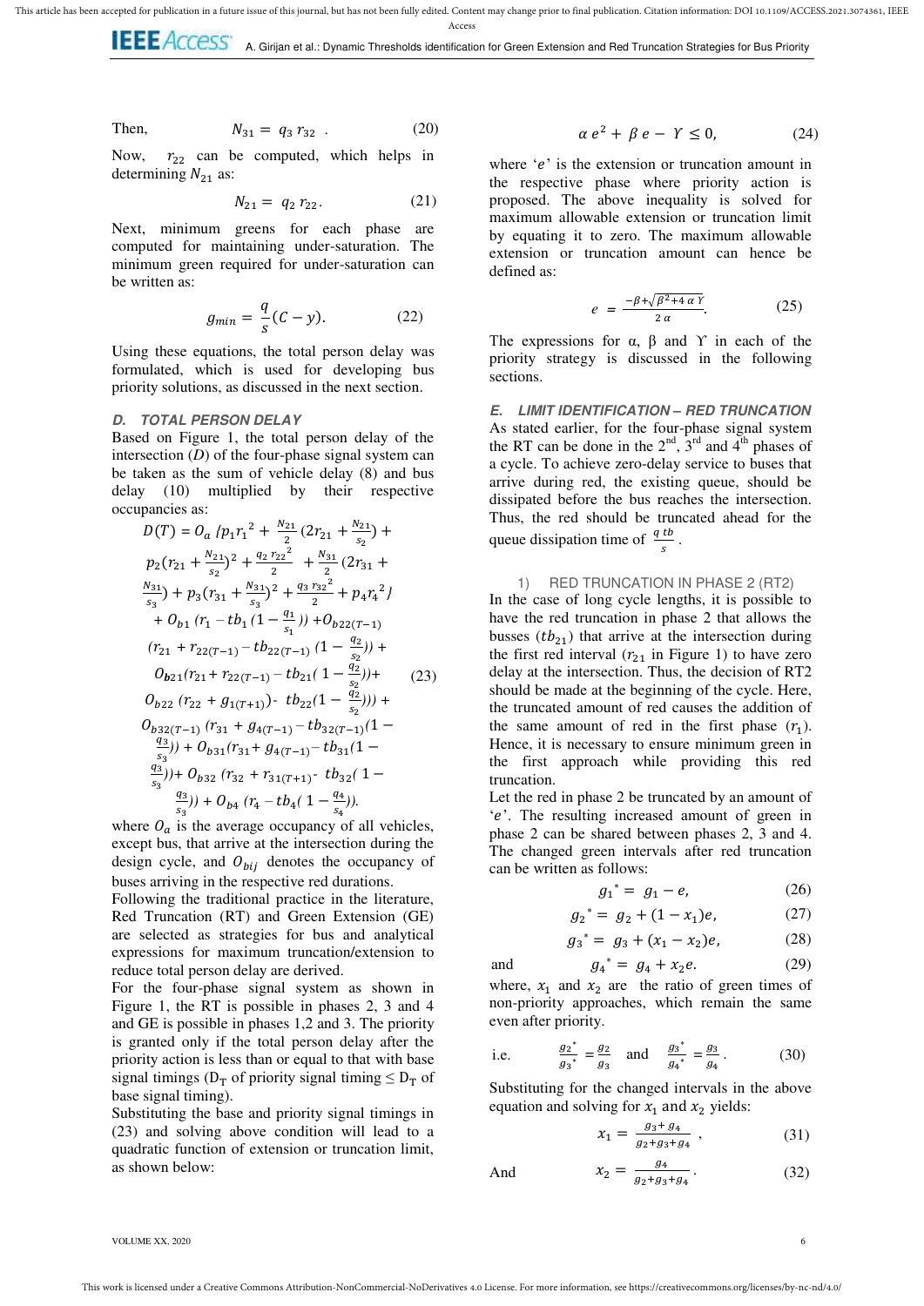Then, $$N_{31} = q_3 r_{32} \,. \tag{20}$$

Now, $r_{22}$ can be computed, which helps in determining $N_{21}$ as:

$$N_{21} = q_2 r_{22}. \tag{21}$$

Next, minimum greens for each phase are computed for maintaining under-saturation. The minimum green required for under-saturation can be written as:

$$g_{min} = \frac{q}{s}(C - y). \tag{22}$$

Using these equations, the total person delay was formulated, which is used for developing bus priority solutions, as discussed in the next section.

### D. TOTAL PERSON DELAY

Based on Figure 1, the total person delay of the intersection ($D$) of the four-phase signal system can be taken as the sum of vehicle delay (8) and bus delay (10) multiplied by their respective occupancies as:

$$\begin{aligned} D(T) = {} & O_a \{p_1 r_1{}^2 + \frac{N_{21}}{2}(2r_{21} + \frac{N_{21}}{s_2}) + p_2(r_{21} + \frac{N_{21}}{s_2})^2 + \frac{q_2 r_{22}{}^2}{2} + \frac{N_{31}}{2}(2r_{31} + \frac{N_{31}}{s_3}) + p_3(r_{31} + \frac{N_{31}}{s_3})^2 + \frac{q_3 r_{32}{}^2}{2} + p_4 r_4{}^2\} \\ & + O_{b1}(r_1 - tb_1(1 - \frac{q_1}{s_1})) + O_{b22(T-1)}(r_{21} + r_{22(T-1)} - tb_{22(T-1)}(1 - \frac{q_2}{s_2})) + \\ & O_{b21}(r_{21} + r_{22(T-1)} - tb_{21}(1 - \frac{q_2}{s_2})) + O_{b22}(r_{22} + g_{1(T+1)}) - tb_{22}(1 - \frac{q_2}{s_2}))) + \\ & O_{b32(T-1)}(r_{31} + g_{4(T-1)} - tb_{32(T-1)}(1 - \frac{q_3}{s_3})) + O_{b31}(r_{31} + g_{4(T-1)} - tb_{31}(1 - \frac{q_3}{s_3})) + O_{b32}(r_{32} + r_{31(T+1)} - tb_{32}(1 - \frac{q_3}{s_3})) + O_{b4}(r_4 - tb_4(1 - \frac{q_4}{s_4})). \end{aligned} \tag{23}$$

where $O_a$ is the average occupancy of all vehicles, except bus, that arrive at the intersection during the design cycle, and $O_{bij}$ denotes the occupancy of buses arriving in the respective red durations.

Following the traditional practice in the literature, Red Truncation (RT) and Green Extension (GE) are selected as strategies for bus and analytical expressions for maximum truncation/extension to reduce total person delay are derived.

For the four-phase signal system as shown in Figure 1, the RT is possible in phases 2, 3 and 4 and GE is possible in phases 1,2 and 3. The priority is granted only if the total person delay after the priority action is less than or equal to that with base signal timings ($D_T$ of priority signal timing $\le$ $D_T$ of base signal timing).

Substituting the base and priority signal timings in (23) and solving above condition will lead to a quadratic function of extension or truncation limit, as shown below:

$$\alpha\, e^2 + \beta\, e - \Upsilon \le 0, \tag{24}$$

where '$e$' is the extension or truncation amount in the respective phase where priority action is proposed. The above inequality is solved for maximum allowable extension or truncation limit by equating it to zero. The maximum allowable extension or truncation amount can hence be defined as:

$$e = \frac{-\beta + \sqrt{\beta^2 + 4\,\alpha\,\Upsilon}}{2\,\alpha}. \tag{25}$$

The expressions for α, β and ϒ in each of the priority strategy is discussed in the following sections.

### E. LIMIT IDENTIFICATION – RED TRUNCATION

As stated earlier, for the four-phase signal system the RT can be done in the 2nd, 3rd and 4th phases of a cycle. To achieve zero-delay service to buses that arrive during red, the existing queue, should be dissipated before the bus reaches the intersection. Thus, the red should be truncated ahead for the queue dissipation time of $\frac{q\, tb}{s}$.

#### 1) RED TRUNCATION IN PHASE 2 (RT2)

In the case of long cycle lengths, it is possible to have the red truncation in phase 2 that allows the busses ($tb_{21}$) that arrive at the intersection during the first red interval ($r_{21}$ in Figure 1) to have zero delay at the intersection. Thus, the decision of RT2 should be made at the beginning of the cycle. Here, the truncated amount of red causes the addition of the same amount of red in the first phase ($r_1$). Hence, it is necessary to ensure minimum green in the first approach while providing this red truncation.

Let the red in phase 2 be truncated by an amount of '$e$'. The resulting increased amount of green in phase 2 can be shared between phases 2, 3 and 4. The changed green intervals after red truncation can be written as follows:

$$g_1{}^* = g_1 - e, \tag{26}$$

$$g_2{}^* = g_2 + (1 - x_1)e, \tag{27}$$

$$g_3{}^* = g_3 + (x_1 - x_2)e, \tag{28}$$

and $$g_4{}^* = g_4 + x_2 e. \tag{29}$$

where, $x_1$ and $x_2$ are the ratio of green times of non-priority approaches, which remain the same even after priority.

i.e. $$\frac{g_2{}^*}{g_3{}^*} = \frac{g_2}{g_3} \quad \text{and} \quad \frac{g_3{}^*}{g_4{}^*} = \frac{g_3}{g_4}. \tag{30}$$

Substituting for the changed intervals in the above equation and solving for $x_1$ and $x_2$ yields:

$$x_1 = \frac{g_3 + g_4}{g_2 + g_3 + g_4}\,, \tag{31}$$

And $$x_2 = \frac{g_4}{g_2 + g_3 + g_4}. \tag{32}$$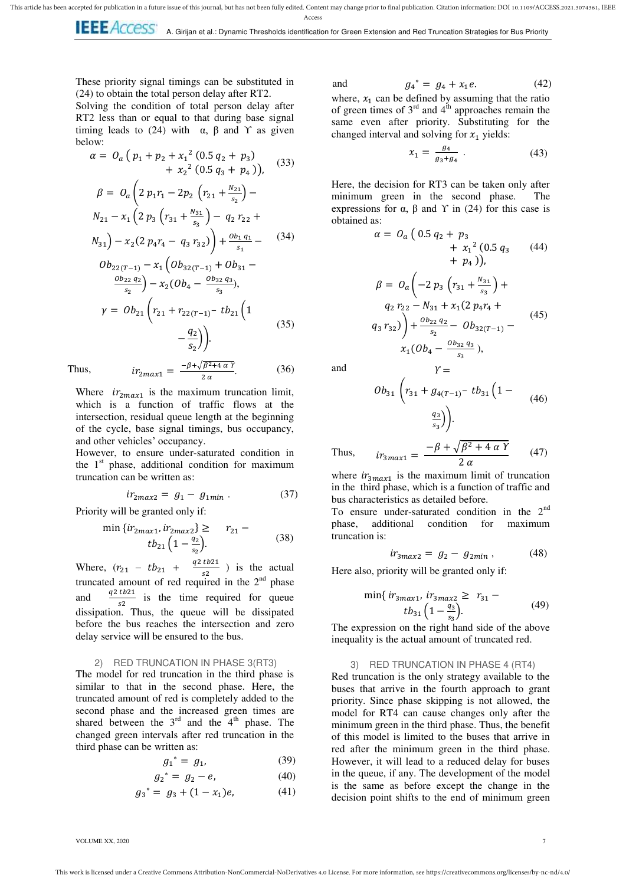These priority signal timings can be substituted in (24) to obtain the total person delay after RT2.

Solving the condition of total person delay after RT2 less than or equal to that during base signal timing leads to (24) with α, β and ϒ as given below:

$$\alpha = O_a \left( p_1 + p_2 + x_1^{\,2} \left(0.5\, q_2 + p_3\right) + x_2^{\,2} \left(0.5\, q_3 + p_4\right)\right), \tag{33}$$

$$\beta = O_a \left( 2\, p_1 r_1 - 2 p_2 \left( r_{21} + \frac{N_{21}}{s_2}\right) - N_{21} - x_1 \left( 2\, p_3 \left( r_{31} + \frac{N_{31}}{s_3}\right) - q_2\, r_{22} + N_{31}\right) - x_2 (2\, p_4 r_4 - q_3\, r_{32})\right) + \frac{Ob_1\, q_1}{s_1} - Ob_{22(T-1)} - x_1 \left( Ob_{32(T-1)} + Ob_{31} - \frac{Ob_{22}\, q_2}{s_2}\right) - x_2 (Ob_4 - \frac{Ob_{32}\, q_3}{s_3}), \tag{34}$$

$$\gamma = Ob_{21} \left( r_{21} + r_{22(T-1)} - tb_{21} \left( 1 - \frac{q_2}{s_2}\right)\right). \tag{35}$$

Thus, 
$$ir_{2max1} = \frac{-\beta + \sqrt{\beta^2 + 4\, \alpha\, \Upsilon}}{2\, \alpha}. \tag{36}$$

Where $ir_{2max1}$ is the maximum truncation limit, which is a function of traffic flows at the intersection, residual queue length at the beginning of the cycle, base signal timings, bus occupancy, and other vehicles' occupancy.

However, to ensure under-saturated condition in the 1st phase, additional condition for maximum truncation can be written as:

$$ir_{2max2} = g_1 - g_{1min}\,. \tag{37}$$

Priority will be granted only if:

$$\min \{ir_{2max1}, ir_{2max2}\} \geq r_{21} - tb_{21} \left( 1 - \frac{q_2}{s_2}\right). \tag{38}$$

Where, ($r_{21}$ – $tb_{21}$ + $\frac{q2\, tb21}{s2}$ ) is the actual truncated amount of red required in the 2nd phase and $\frac{q2\, tb21}{s2}$ is the time required for queue dissipation. Thus, the queue will be dissipated before the bus reaches the intersection and zero delay service will be ensured to the bus.

### 2) RED TRUNCATION IN PHASE 3(RT3)

The model for red truncation in the third phase is similar to that in the second phase. Here, the truncated amount of red is completely added to the second phase and the increased green times are shared between the 3rd and the 4th phase. The changed green intervals after red truncation in the third phase can be written as:

$$g_1^{\,*} = g_1, \tag{39}$$

$$g_2^{\,*} = g_2 - e, \tag{40}$$

$$g_3^{\,*} = g_3 + (1 - x_1) e, \tag{41}$$

and 
$$g_4^{\,*} = g_4 + x_1 e. \tag{42}$$

where, $x_1$ can be defined by assuming that the ratio of green times of 3rd and 4th approaches remain the same even after priority. Substituting for the changed interval and solving for $x_1$ yields:

$$x_1 = \frac{g_4}{g_3 + g_4}\,. \tag{43}$$

Here, the decision for RT3 can be taken only after minimum green in the second phase. The expressions for α, β and ϒ in (24) for this case is obtained as:

$$\alpha = O_a \left( 0.5\, q_2 + p_3 + x_1^{\,2} \left(0.5\, q_3 + p_4\right)\right), \tag{44}$$

$$\beta = O_a \left( -2\, p_3 \left( r_{31} + \frac{N_{31}}{s_3}\right) + q_2\, r_{22} - N_{31} + x_1 (2\, p_4 r_4 + q_3\, r_{32})\right) + \frac{Ob_{22}\, q_2}{s_2} - Ob_{32(T-1)} - x_1 (Ob_4 - \frac{Ob_{32}\, q_3}{s_3}), \tag{45}$$

and 
$$\Upsilon = Ob_{31} \left( r_{31} + g_{4(T-1)} - tb_{31} \left( 1 - \frac{q_3}{s_3}\right)\right). \tag{46}$$

Thus, 
$$ir_{3max1} = \frac{-\beta + \sqrt{\beta^2 + 4\, \alpha\, \Upsilon}}{2\, \alpha} \tag{47}$$

where $ir_{3max1}$ is the maximum limit of truncation in the third phase, which is a function of traffic and bus characteristics as detailed before.

To ensure under-saturated condition in the 2nd phase, additional condition for maximum truncation is:

$$ir_{3max2} = g_2 - g_{2min}\,, \tag{48}$$

Here also, priority will be granted only if:

$$\min\{ ir_{3max1}, ir_{3max2} \geq r_{31} - tb_{31} \left( 1 - \frac{q_3}{s_3}\right). \tag{49}$$

The expression on the right hand side of the above inequality is the actual amount of truncated red.

### 3) RED TRUNCATION IN PHASE 4 (RT4)

Red truncation is the only strategy available to the buses that arrive in the fourth approach to grant priority. Since phase skipping is not allowed, the model for RT4 can cause changes only after the minimum green in the third phase. Thus, the benefit of this model is limited to the buses that arrive in red after the minimum green in the third phase. However, it will lead to a reduced delay for buses in the queue, if any. The development of the model is the same as before except the change in the decision point shifts to the end of minimum green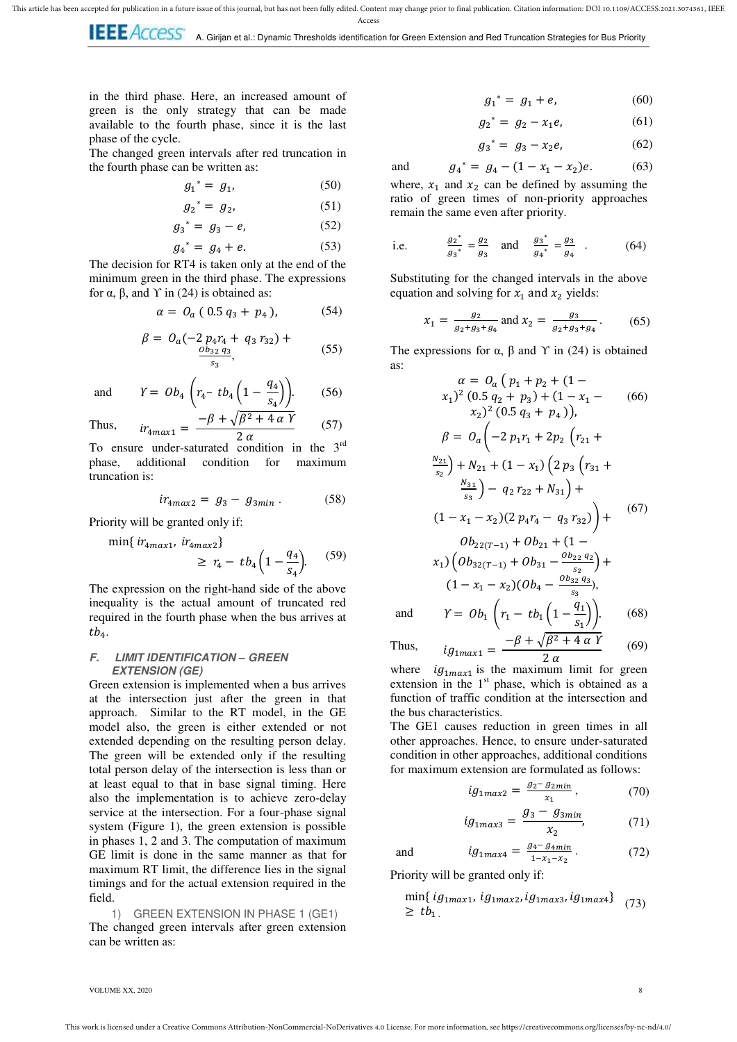in the third phase. Here, an increased amount of green is the only strategy that can be made available to the fourth phase, since it is the last phase of the cycle.

The changed green intervals after red truncation in the fourth phase can be written as:

$$g_1^* = g_1, \quad (50)$$

$$g_2^* = g_2, \quad (51)$$

$$g_3^* = g_3 - e, \quad (52)$$

$$g_4^* = g_4 + e. \quad (53)$$

The decision for RT4 is taken only at the end of the minimum green in the third phase. The expressions for α, β, and ϒ in (24) is obtained as:

$$\alpha = O_a\,(0.5\,q_3 + p_4), \quad (54)$$

$$\beta = O_a(-2\,p_4 r_4 + q_3\,r_{32}) + \frac{Ob_{32}\,q_3}{s_3}, \quad (55)$$

and $$\Upsilon = Ob_4\left(r_4 - tb_4\left(1 - \frac{q_4}{s_4}\right)\right). \quad (56)$$

Thus, $$ir_{4max1} = \frac{-\beta + \sqrt{\beta^2 + 4\,\alpha\,\Upsilon}}{2\,\alpha} \quad (57)$$

To ensure under-saturated condition in the 3rd phase, additional condition for maximum truncation is:

$$ir_{4max2} = g_3 - g_{3min}\,. \quad (58)$$

Priority will be granted only if:

$$\min\{\,ir_{4max1},\, ir_{4max2}\} \geq r_4 - tb_4\left(1 - \frac{q_4}{s_4}\right). \quad (59)$$

The expression on the right-hand side of the above inequality is the actual amount of truncated red required in the fourth phase when the bus arrives at $tb_4$.

### F. LIMIT IDENTIFICATION – GREEN EXTENSION (GE)

Green extension is implemented when a bus arrives at the intersection just after the green in that approach. Similar to the RT model, in the GE model also, the green is either extended or not extended depending on the resulting person delay. The green will be extended only if the resulting total person delay of the intersection is less than or at least equal to that in base signal timing. Here also the implementation is to achieve zero-delay service at the intersection. For a four-phase signal system (Figure 1), the green extension is possible in phases 1, 2 and 3. The computation of maximum GE limit is done in the same manner as that for maximum RT limit, the difference lies in the signal timings and for the actual extension required in the field.

#### 1) GREEN EXTENSION IN PHASE 1 (GE1)

The changed green intervals after green extension can be written as:

$$g_1^* = g_1 + e, \quad (60)$$

$$g_2^* = g_2 - x_1 e, \quad (61)$$

$$g_3^* = g_3 - x_2 e, \quad (62)$$

and $$g_4^* = g_4 - (1 - x_1 - x_2)e. \quad (63)$$

where, $x_1$ and $x_2$ can be defined by assuming the ratio of green times of non-priority approaches remain the same even after priority.

i.e. $$\frac{g_2^*}{g_3^*} = \frac{g_2}{g_3} \quad \text{and} \quad \frac{g_3^*}{g_4^*} = \frac{g_3}{g_4}\,. \quad (64)$$

Substituting for the changed intervals in the above equation and solving for $x_1$ and $x_2$ yields:

$$x_1 = \frac{g_2}{g_2 + g_3 + g_4} \text{ and } x_2 = \frac{g_3}{g_2 + g_3 + g_4}\,. \quad (65)$$

The expressions for α, β and ϒ in (24) is obtained as:

$$\alpha = O_a\,(p_1 + p_2 + (1 - x_1)^2\,(0.5\,q_2 + p_3) + (1 - x_1 - x_2)^2\,(0.5\,q_3 + p_4)), \quad (66)$$

$$\beta = O_a\Bigg(-2\,p_1 r_1 + 2p_2\left(r_{21} + \frac{N_{21}}{s_2}\right) + N_{21} + (1 - x_1)\left(2\,p_3\left(r_{31} + \frac{N_{31}}{s_3}\right) - q_2\,r_{22} + N_{31}\right) + (1 - x_1 - x_2)(2\,p_4 r_4 - q_3\,r_{32})\Bigg) + Ob_{22(T-1)} + Ob_{21} + (1 - x_1)\left(Ob_{32(T-1)} + Ob_{31} - \frac{Ob_{22}\,q_2}{s_2}\right) + (1 - x_1 - x_2)\left(Ob_4 - \frac{Ob_{32}\,q_3}{s_3}\right), \quad (67)$$

and $$\Upsilon = Ob_1\left(r_1 - tb_1\left(1 - \frac{q_1}{s_1}\right)\right). \quad (68)$$

Thus, $$ig_{1max1} = \frac{-\beta + \sqrt{\beta^2 + 4\,\alpha\,\Upsilon}}{2\,\alpha} \quad (69)$$

where $ig_{1max1}$ is the maximum limit for green extension in the 1st phase, which is obtained as a function of traffic condition at the intersection and the bus characteristics.

The GE1 causes reduction in green times in all other approaches. Hence, to ensure under-saturated condition in other approaches, additional conditions for maximum extension are formulated as follows:

$$ig_{1max2} = \frac{g_2 - g_{2min}}{x_1}, \quad (70)$$

$$ig_{1max3} = \frac{g_3 - g_{3min}}{x_2}, \quad (71)$$

and $$ig_{1max4} = \frac{g_4 - g_{4min}}{1 - x_1 - x_2}\,. \quad (72)$$

Priority will be granted only if:

$$\min\{\,ig_{1max1},\, ig_{1max2}, ig_{1max3}, ig_{1max4}\} \geq tb_1\,. \quad (73)$$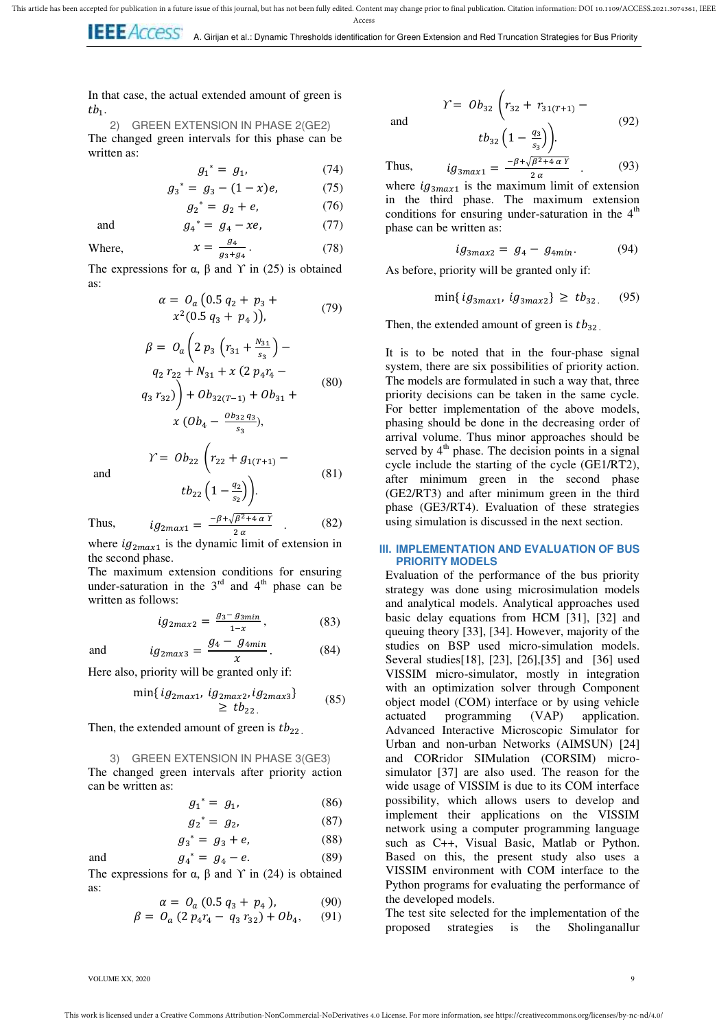In that case, the actual extended amount of green is $tb_1$.

### 2) GREEN EXTENSION IN PHASE 2(GE2)

The changed green intervals for this phase can be written as:

$$g_1^* = g_1, \tag{74}$$

$$g_3^* = g_3 - (1-x)e, \tag{75}$$

$$g_2^* = g_2 + e, \tag{76}$$

and

$$g_4^* = g_4 - xe, \tag{77}$$

Where,

$$x = \frac{g_4}{g_3+g_4}. \tag{78}$$

The expressions for α, β and ϒ in (25) is obtained as:

$$\alpha = O_a\left(0.5\,q_2 + p_3 + x^2(0.5\,q_3 + p_4)\right), \tag{79}$$

$$\beta = O_a\left(2\,p_3\left(r_{31} + \frac{N_{31}}{s_3}\right) - q_2\,r_{22} + N_{31} + x\left(2\,p_4 r_4 - q_3\,r_{32}\right)\right) + Ob_{32(T-1)} + Ob_{31} + x\left(Ob_4 - \frac{Ob_{32}\,q_3}{s_3}\right), \tag{80}$$

and

$$\Upsilon = Ob_{22}\left(r_{22} + g_{1(T+1)} - tb_{22}\left(1 - \frac{q_2}{s_2}\right)\right). \tag{81}$$

Thus,

$$ig_{2max1} = \frac{-\beta + \sqrt{\beta^2 + 4\,\alpha\,\Upsilon}}{2\,\alpha}. \tag{82}$$

where $ig_{2max1}$ is the dynamic limit of extension in the second phase.

The maximum extension conditions for ensuring under-saturation in the 3rd and 4th phase can be written as follows:

$$ig_{2max2} = \frac{g_3 - g_{3min}}{1-x}, \tag{83}$$

and

$$ig_{2max3} = \frac{g_4 - g_{4min}}{x}. \tag{84}$$

Here also, priority will be granted only if:

$$\min\{ig_{2max1}, ig_{2max2}, ig_{2max3}\} \geq tb_{22}. \tag{85}$$

Then, the extended amount of green is $tb_{22}$.

### 3) GREEN EXTENSION IN PHASE 3(GE3)

The changed green intervals after priority action can be written as:

$$g_1^* = g_1, \tag{86}$$

$$g_2^* = g_2, \tag{87}$$

$$g_3^* = g_3 + e, \tag{88}$$

and

$$g_4^* = g_4 - e. \tag{89}$$

The expressions for α, β and ϒ in (24) is obtained as:

$$\alpha = O_a\,(0.5\,q_3 + p_4), \tag{90}$$

$$\beta = O_a\,(2\,p_4 r_4 - q_3\,r_{32}) + Ob_4, \tag{91}$$

and

$$\Upsilon = Ob_{32}\left(r_{32} + r_{31(T+1)} - tb_{32}\left(1 - \frac{q_3}{s_3}\right)\right). \tag{92}$$

Thus,

$$ig_{3max1} = \frac{-\beta + \sqrt{\beta^2 + 4\,\alpha\,\Upsilon}}{2\,\alpha}. \tag{93}$$

where $ig_{3max1}$ is the maximum limit of extension in the third phase. The maximum extension conditions for ensuring under-saturation in the 4th phase can be written as:

$$ig_{3max2} = g_4 - g_{4min}. \tag{94}$$

As before, priority will be granted only if:

$$\min\{ig_{3max1}, ig_{3max2}\} \geq tb_{32}. \tag{95}$$

Then, the extended amount of green is $tb_{32}$.

It is to be noted that in the four-phase signal system, there are six possibilities of priority action. The models are formulated in such a way that, three priority decisions can be taken in the same cycle. For better implementation of the above models, phasing should be done in the decreasing order of arrival volume. Thus minor approaches should be served by 4th phase. The decision points in a signal cycle include the starting of the cycle (GE1/RT2), after minimum green in the second phase (GE2/RT3) and after minimum green in the third phase (GE3/RT4). Evaluation of these strategies using simulation is discussed in the next section.

## III. IMPLEMENTATION AND EVALUATION OF BUS PRIORITY MODELS

Evaluation of the performance of the bus priority strategy was done using microsimulation models and analytical models. Analytical approaches used basic delay equations from HCM [31], [32] and queuing theory [33], [34]. However, majority of the studies on BSP used micro-simulation models. Several studies[18], [23], [26],[35] and [36] used VISSIM micro-simulator, mostly in integration with an optimization solver through Component object model (COM) interface or by using vehicle actuated programming (VAP) application. Advanced Interactive Microscopic Simulator for Urban and non-urban Networks (AIMSUN) [24] and CORridor SIMulation (CORSIM) micro-simulator [37] are also used. The reason for the wide usage of VISSIM is due to its COM interface possibility, which allows users to develop and implement their applications on the VISSIM network using a computer programming language such as C++, Visual Basic, Matlab or Python. Based on this, the present study also uses a VISSIM environment with COM interface to the Python programs for evaluating the performance of the developed models.

The test site selected for the implementation of the proposed strategies is the Sholinganallur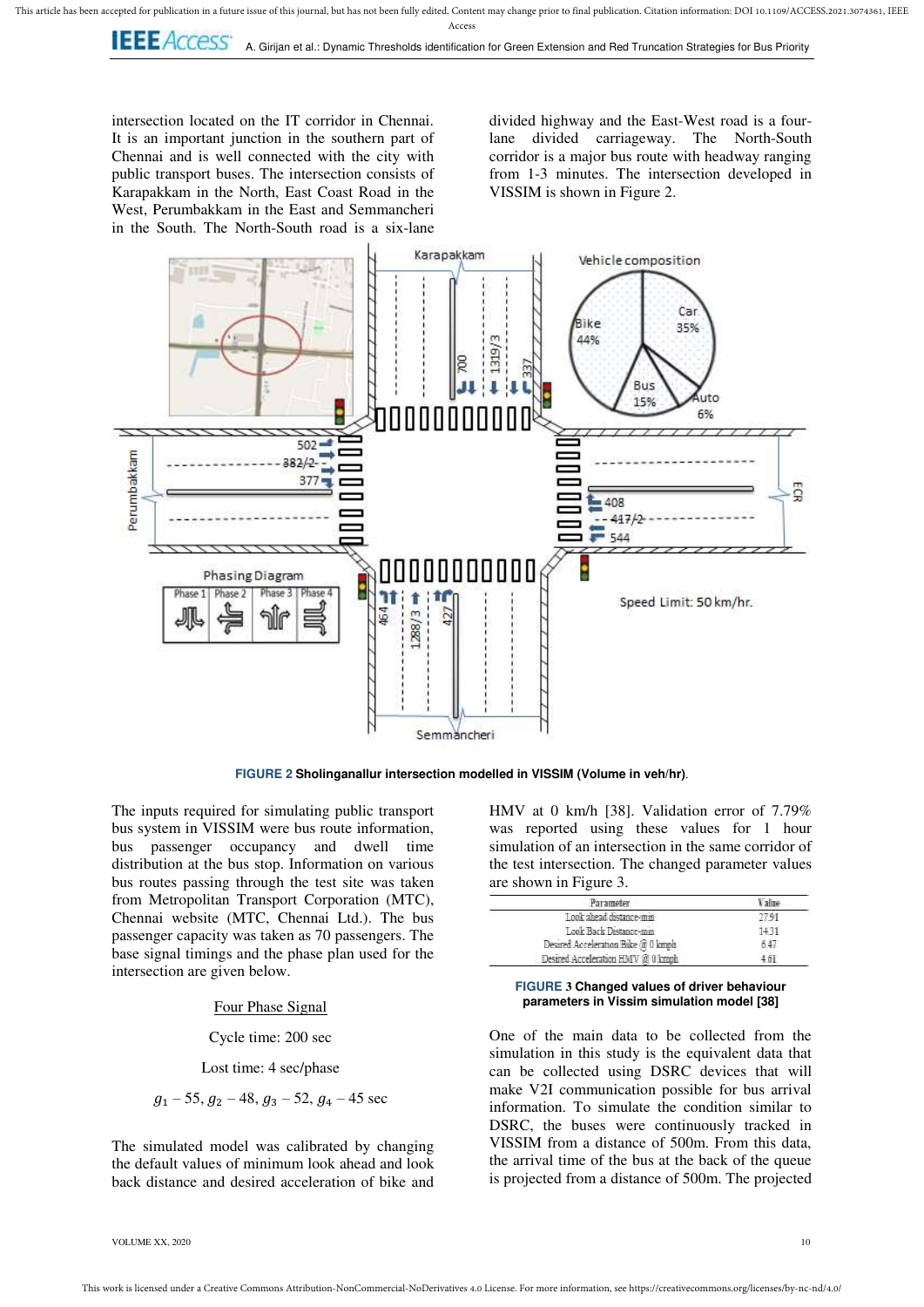intersection located on the IT corridor in Chennai. It is an important junction in the southern part of Chennai and is well connected with the city with public transport buses. The intersection consists of Karapakkam in the North, East Coast Road in the West, Perumbakkam in the East and Semmancheri in the South. The North-South road is a six-lane divided highway and the East-West road is a four-lane divided carriageway. The North-South corridor is a major bus route with headway ranging from 1-3 minutes. The intersection developed in VISSIM is shown in Figure 2.

**FIGURE 2 Sholinganallur intersection modelled in VISSIM (Volume in veh/hr)**.

The inputs required for simulating public transport bus system in VISSIM were bus route information, bus passenger occupancy and dwell time distribution at the bus stop. Information on various bus routes passing through the test site was taken from Metropolitan Transport Corporation (MTC), Chennai website (MTC, Chennai Ltd.). The bus passenger capacity was taken as 70 passengers. The base signal timings and the phase plan used for the intersection are given below.

Four Phase Signal

Cycle time: 200 sec

Lost time: 4 sec/phase

$g_1 - 55$, $g_2 - 48$, $g_3 - 52$, $g_4 - 45$ sec

The simulated model was calibrated by changing the default values of minimum look ahead and look back distance and desired acceleration of bike and HMV at 0 km/h [38]. Validation error of 7.79% was reported using these values for 1 hour simulation of an intersection in the same corridor of the test intersection. The changed parameter values are shown in Figure 3.

| Parameter | Value |
|---|---|
| Look ahead distance-min | 27.91 |
| Look Back Distance-min | 14.31 |
| Desired Acceleration Bike @ 0 kmph | 6.47 |
| Desired Acceleration HMV @ 0 kmph | 4.61 |

**FIGURE 3 Changed values of driver behaviour parameters in Vissim simulation model [38]**

One of the main data to be collected from the simulation in this study is the equivalent data that can be collected using DSRC devices that will make V2I communication possible for bus arrival information. To simulate the condition similar to DSRC, the buses were continuously tracked in VISSIM from a distance of 500m. From this data, the arrival time of the bus at the back of the queue is projected from a distance of 500m. The projected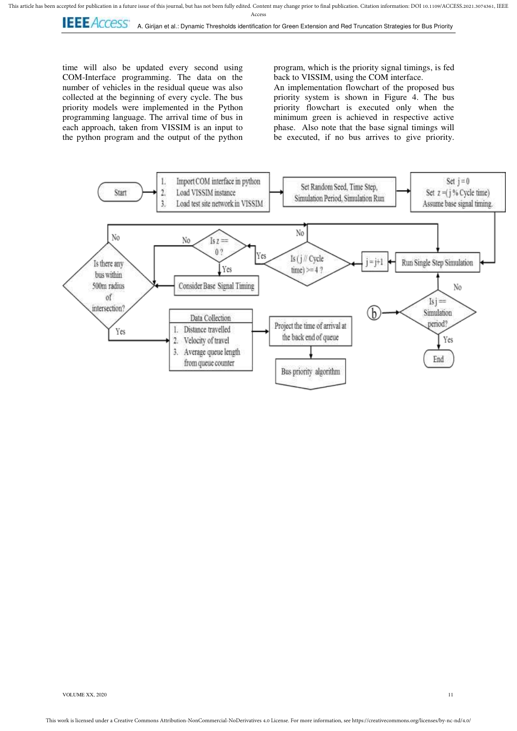time will also be updated every second using COM-Interface programming. The data on the number of vehicles in the residual queue was also collected at the beginning of every cycle. The bus priority models were implemented in the Python programming language. The arrival time of bus in each approach, taken from VISSIM is an input to the python program and the output of the python program, which is the priority signal timings, is fed back to VISSIM, using the COM interface.

An implementation flowchart of the proposed bus priority system is shown in Figure 4. The bus priority flowchart is executed only when the minimum green is achieved in respective active phase. Also note that the base signal timings will be executed, if no bus arrives to give priority.

Start

1. Import COM interface in python
2. Load VISSIM instance
3. Load test site network in VISSIM

Set Random Seed, Time Step, Simulation Period, Simulation Run

Set j = 0
Set z =(j % Cycle time)
Assume base signal timing.

Run Single Step Simulation

j = j+1

Is (j // Cycle time) >= 4 ?

Is z == 0 ?

Consider Base Signal Timing

Is there any bus within 500m radius of intersection?

Data Collection
1. Distance travelled
2. Velocity of travel
3. Average queue length from queue counter

Project the time of arrival at the back end of queue

Bus priority algorithm

Is j == Simulation period?

End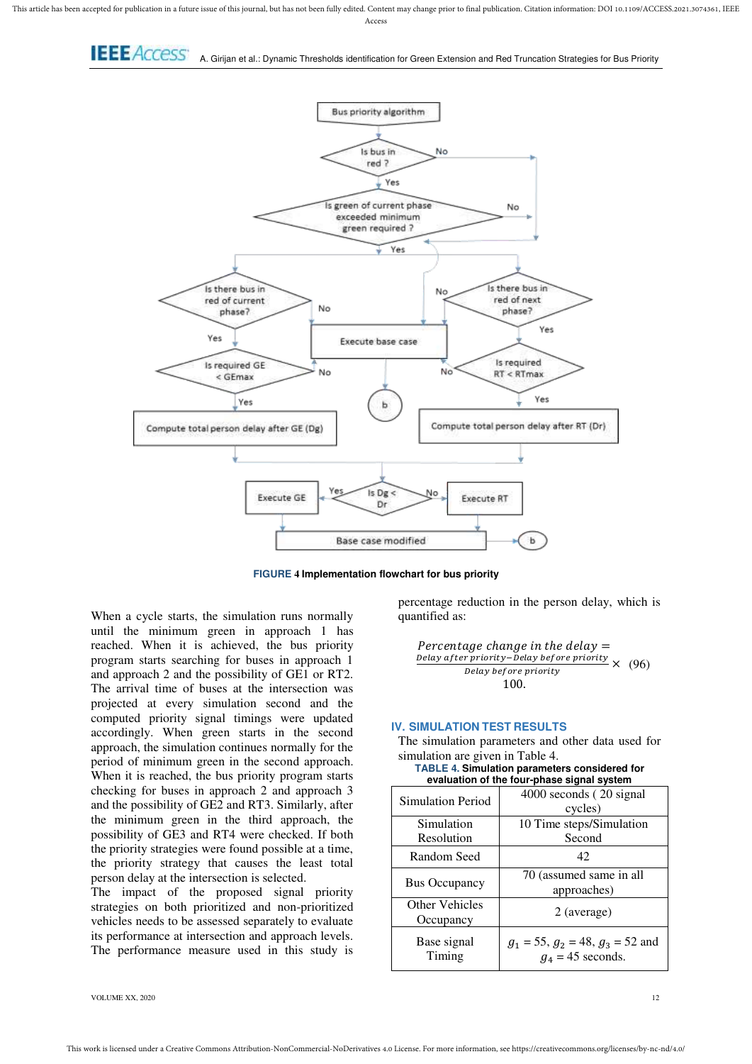FIGURE 4 Implementation flowchart for bus priority

When a cycle starts, the simulation runs normally until the minimum green in approach 1 has reached. When it is achieved, the bus priority program starts searching for buses in approach 1 and approach 2 and the possibility of GE1 or RT2. The arrival time of buses at the intersection was projected at every simulation second and the computed priority signal timings were updated accordingly. When green starts in the second approach, the simulation continues normally for the period of minimum green in the second approach. When it is reached, the bus priority program starts checking for buses in approach 2 and approach 3 and the possibility of GE2 and RT3. Similarly, after the minimum green in the third approach, the possibility of GE3 and RT4 were checked. If both the priority strategies were found possible at a time, the priority strategy that causes the least total person delay at the intersection is selected.

The impact of the proposed signal priority strategies on both prioritized and non-prioritized vehicles needs to be assessed separately to evaluate its performance at intersection and approach levels. The performance measure used in this study is percentage reduction in the person delay, which is quantified as:

$$\text{Percentage change in the delay} = \frac{\text{Delay after priority} - \text{Delay before priority}}{\text{Delay before priority}} \times 100. \quad (96)$$

## IV. SIMULATION TEST RESULTS

The simulation parameters and other data used for simulation are given in Table 4.

**TABLE 4. Simulation parameters considered for evaluation of the four-phase signal system**

| | |
|---|---|
| Simulation Period | 4000 seconds ( 20 signal cycles) |
| Simulation Resolution | 10 Time steps/Simulation Second |
| Random Seed | 42 |
| Bus Occupancy | 70 (assumed same in all approaches) |
| Other Vehicles Occupancy | 2 (average) |
| Base signal Timing | $g_1$ = 55, $g_2$ = 48, $g_3$ = 52 and $g_4$ = 45 seconds. |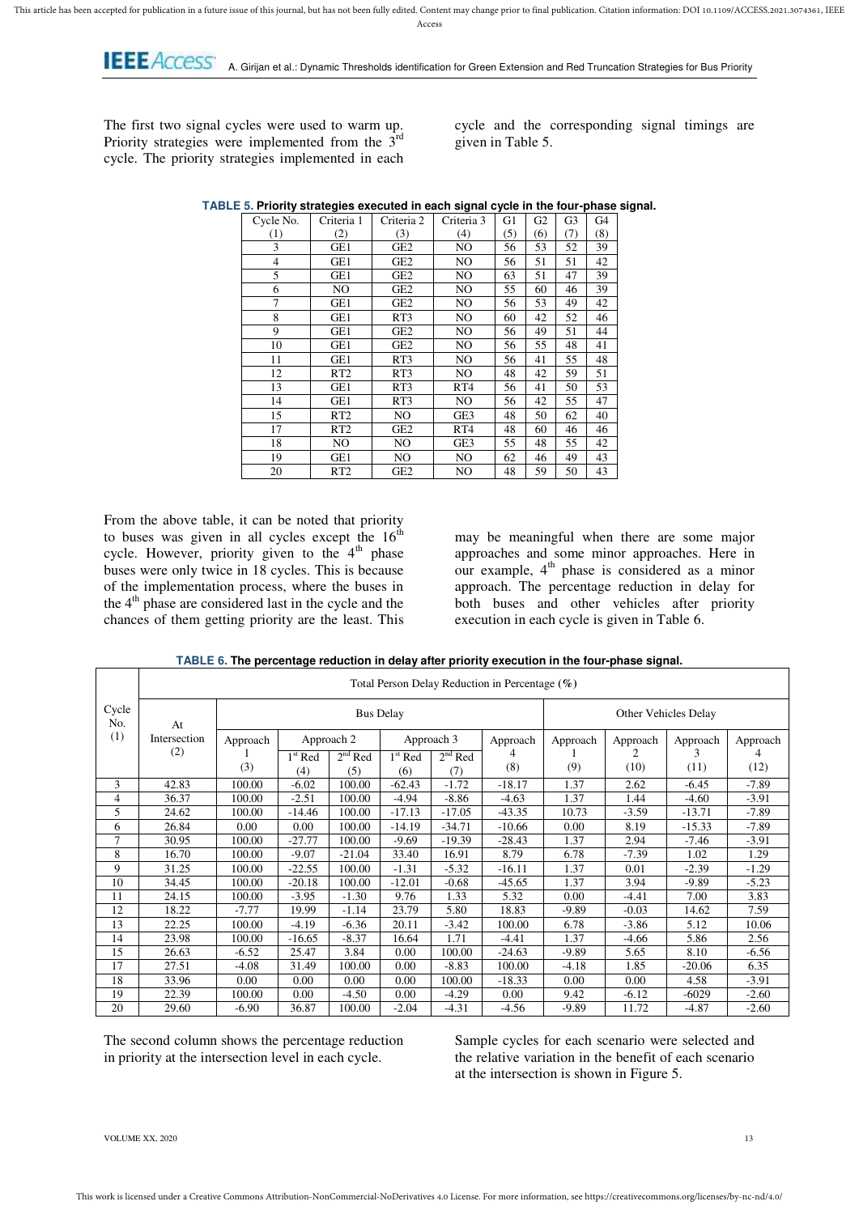The first two signal cycles were used to warm up. Priority strategies were implemented from the 3rd cycle. The priority strategies implemented in each cycle and the corresponding signal timings are given in Table 5.

**TABLE 5. Priority strategies executed in each signal cycle in the four-phase signal.**

| Cycle No. (1) | Criteria 1 (2) | Criteria 2 (3) | Criteria 3 (4) | G1 (5) | G2 (6) | G3 (7) | G4 (8) |
|---|---|---|---|---|---|---|---|
| 3 | GE1 | GE2 | NO | 56 | 53 | 52 | 39 |
| 4 | GE1 | GE2 | NO | 56 | 51 | 51 | 42 |
| 5 | GE1 | GE2 | NO | 63 | 51 | 47 | 39 |
| 6 | NO | GE2 | NO | 55 | 60 | 46 | 39 |
| 7 | GE1 | GE2 | NO | 56 | 53 | 49 | 42 |
| 8 | GE1 | RT3 | NO | 60 | 42 | 52 | 46 |
| 9 | GE1 | GE2 | NO | 56 | 49 | 51 | 44 |
| 10 | GE1 | GE2 | NO | 56 | 55 | 48 | 41 |
| 11 | GE1 | RT3 | NO | 56 | 41 | 55 | 48 |
| 12 | RT2 | RT3 | NO | 48 | 42 | 59 | 51 |
| 13 | GE1 | RT3 | RT4 | 56 | 41 | 50 | 53 |
| 14 | GE1 | RT3 | NO | 56 | 42 | 55 | 47 |
| 15 | RT2 | NO | GE3 | 48 | 50 | 62 | 40 |
| 17 | RT2 | GE2 | RT4 | 48 | 60 | 46 | 46 |
| 18 | NO | NO | GE3 | 55 | 48 | 55 | 42 |
| 19 | GE1 | NO | NO | 62 | 46 | 49 | 43 |
| 20 | RT2 | GE2 | NO | 48 | 59 | 50 | 43 |

From the above table, it can be noted that priority to buses was given in all cycles except the 16th cycle. However, priority given to the 4th phase buses were only twice in 18 cycles. This is because of the implementation process, where the buses in the 4th phase are considered last in the cycle and the chances of them getting priority are the least. This may be meaningful when there are some major approaches and some minor approaches. Here in our example, 4th phase is considered as a minor approach. The percentage reduction in delay for both buses and other vehicles after priority execution in each cycle is given in Table 6.

**TABLE 6. The percentage reduction in delay after priority execution in the four-phase signal.**

| Cycle No. (1) | Total Person Delay Reduction in Percentage (%) | | | | | | | | | | |
|---|---|---|---|---|---|---|---|---|---|---|---|
| | At Intersection (2) | Bus Delay | | | | | | Other Vehicles Delay | | | |
| | | Approach 1 (3) | Approach 2 | | Approach 3 | | Approach 4 (8) | Approach 1 (9) | Approach 2 (10) | Approach 3 (11) | Approach 4 (12) |
| | | | 1st Red (4) | 2nd Red (5) | 1st Red (6) | 2nd Red (7) | | | | | |
| 3 | 42.83 | 100.00 | -6.02 | 100.00 | -62.43 | -1.72 | -18.17 | 1.37 | 2.62 | -6.45 | -7.89 |
| 4 | 36.37 | 100.00 | -2.51 | 100.00 | -4.94 | -8.86 | -4.63 | 1.37 | 1.44 | -4.60 | -3.91 |
| 5 | 24.62 | 100.00 | -14.46 | 100.00 | -17.13 | -17.05 | -43.35 | 10.73 | -3.59 | -13.71 | -7.89 |
| 6 | 26.84 | 0.00 | 0.00 | 100.00 | -14.19 | -34.71 | -10.66 | 0.00 | 8.19 | -15.33 | -7.89 |
| 7 | 30.95 | 100.00 | -27.77 | 100.00 | -9.69 | -19.39 | -28.43 | 1.37 | 2.94 | -7.46 | -3.91 |
| 8 | 16.70 | 100.00 | -9.07 | -21.04 | 33.40 | 16.91 | 8.79 | 6.78 | -7.39 | 1.02 | 1.29 |
| 9 | 31.25 | 100.00 | -22.55 | 100.00 | -1.31 | -5.32 | -16.11 | 1.37 | 0.01 | -2.39 | -1.29 |
| 10 | 34.45 | 100.00 | -20.18 | 100.00 | -12.01 | -0.68 | -45.65 | 1.37 | 3.94 | -9.89 | -5.23 |
| 11 | 24.15 | 100.00 | -3.95 | -1.30 | 9.76 | 1.33 | 5.32 | 0.00 | -4.41 | 7.00 | 3.83 |
| 12 | 18.22 | -7.77 | 19.99 | -1.14 | 23.79 | 5.80 | 18.83 | -9.89 | -0.03 | 14.62 | 7.59 |
| 13 | 22.25 | 100.00 | -4.19 | -6.36 | 20.11 | -3.42 | 100.00 | 6.78 | -3.86 | 5.12 | 10.06 |
| 14 | 23.98 | 100.00 | -16.65 | -8.37 | 16.64 | 1.71 | -4.41 | 1.37 | -4.66 | 5.86 | 2.56 |
| 15 | 26.63 | -6.52 | 25.47 | 3.84 | 0.00 | 100.00 | -24.63 | -9.89 | 5.65 | 8.10 | -6.56 |
| 17 | 27.51 | -4.08 | 31.49 | 100.00 | 0.00 | -8.83 | 100.00 | -4.18 | 1.85 | -20.06 | 6.35 |
| 18 | 33.96 | 0.00 | 0.00 | 0.00 | 0.00 | 100.00 | -18.33 | 0.00 | 0.00 | 4.58 | -3.91 |
| 19 | 22.39 | 100.00 | 0.00 | -4.50 | 0.00 | -4.29 | 0.00 | 9.42 | -6.12 | -6029 | -2.60 |
| 20 | 29.60 | -6.90 | 36.87 | 100.00 | -2.04 | -4.31 | -4.56 | -9.89 | 11.72 | -4.87 | -2.60 |

The second column shows the percentage reduction in priority at the intersection level in each cycle.

Sample cycles for each scenario were selected and the relative variation in the benefit of each scenario at the intersection is shown in Figure 5.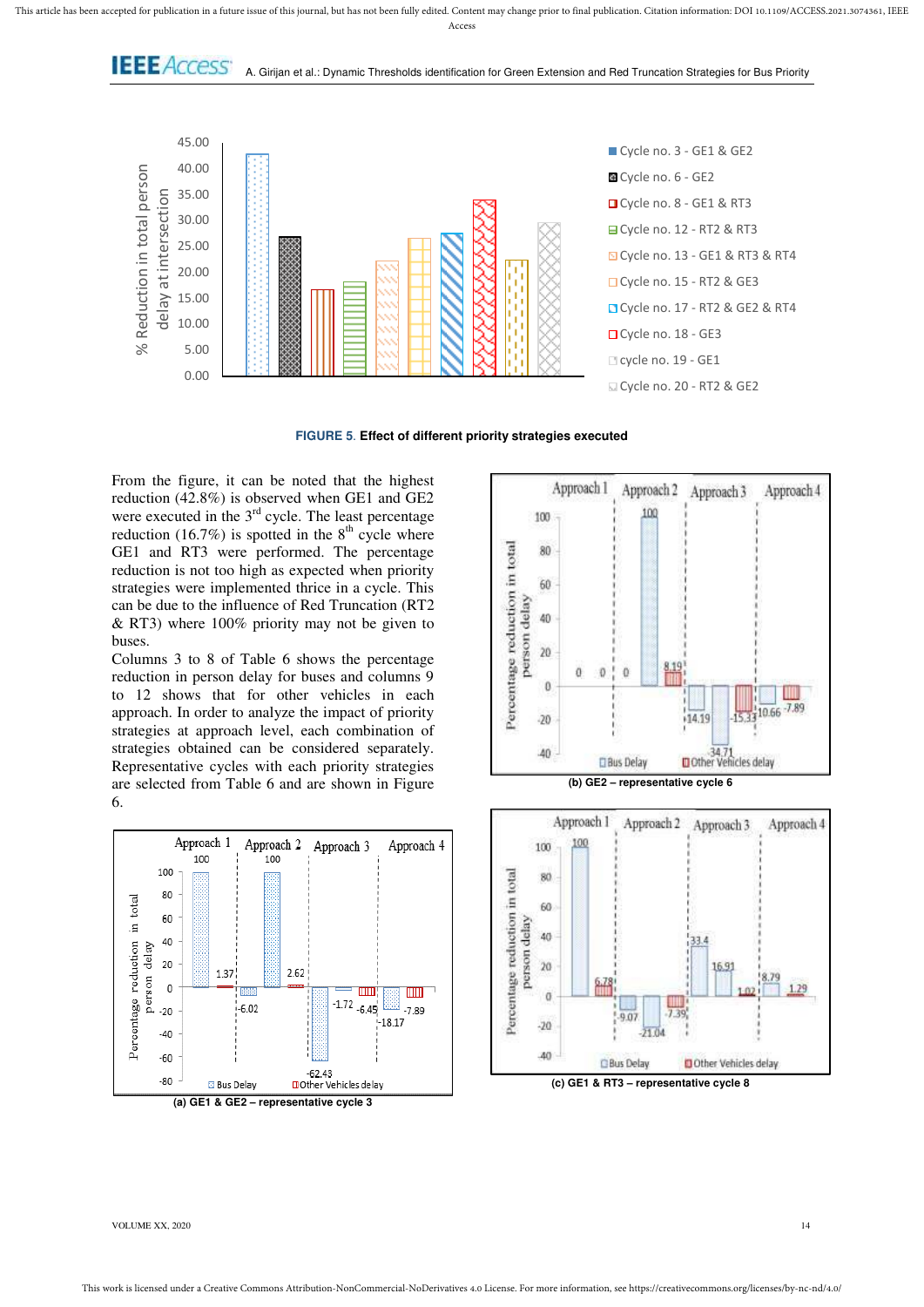FIGURE 5. Effect of different priority strategies executed

From the figure, it can be noted that the highest reduction (42.8%) is observed when GE1 and GE2 were executed in the 3rd cycle. The least percentage reduction (16.7%) is spotted in the 8th cycle where GE1 and RT3 were performed. The percentage reduction is not too high as expected when priority strategies were implemented thrice in a cycle. This can be due to the influence of Red Truncation (RT2 & RT3) where 100% priority may not be given to buses.

Columns 3 to 8 of Table 6 shows the percentage reduction in person delay for buses and columns 9 to 12 shows that for other vehicles in each approach. In order to analyze the impact of priority strategies at approach level, each combination of strategies obtained can be considered separately. Representative cycles with each priority strategies are selected from Table 6 and are shown in Figure 6.

(a) GE1 & GE2 – representative cycle 3

(b) GE2 – representative cycle 6

(c) GE1 & RT3 – representative cycle 8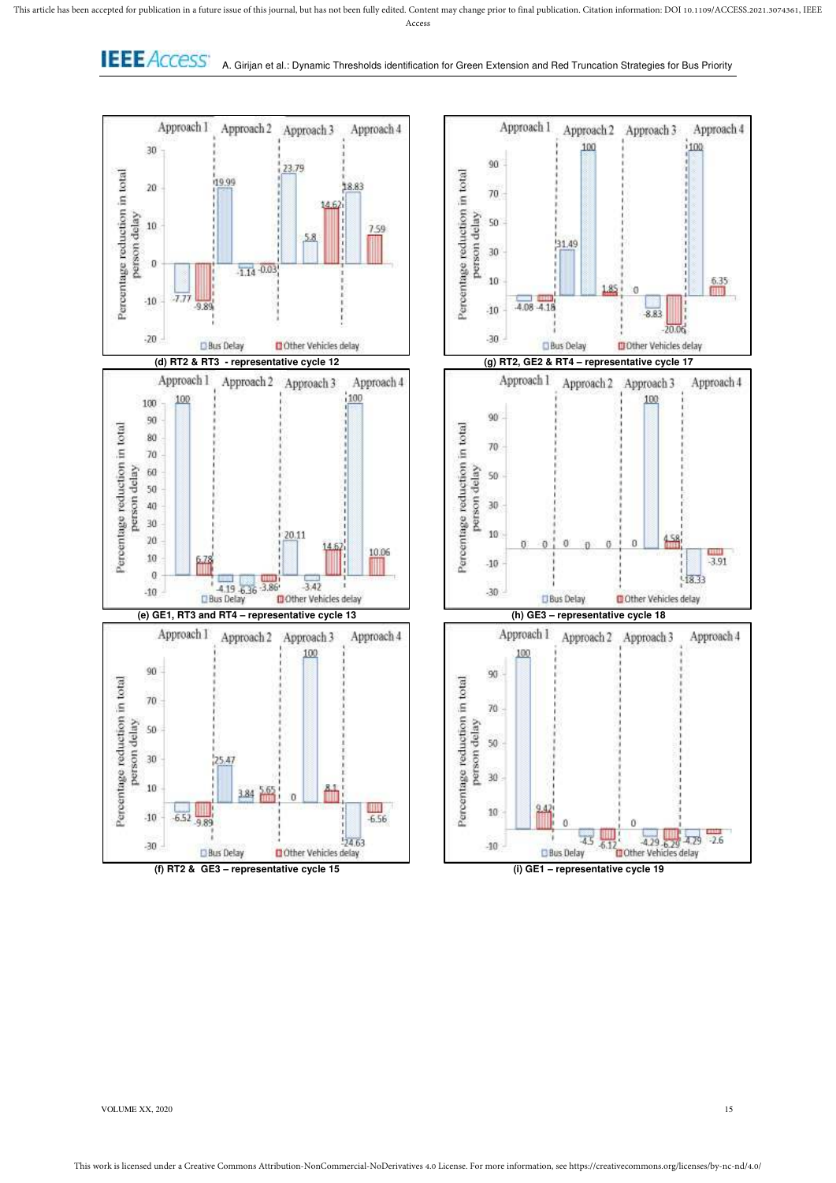(d) RT2 & RT3 - representative cycle 12

(g) RT2, GE2 & RT4 – representative cycle 17

(e) GE1, RT3 and RT4 – representative cycle 13

(h) GE3 – representative cycle 18

(f) RT2 & GE3 – representative cycle 15

(i) GE1 – representative cycle 19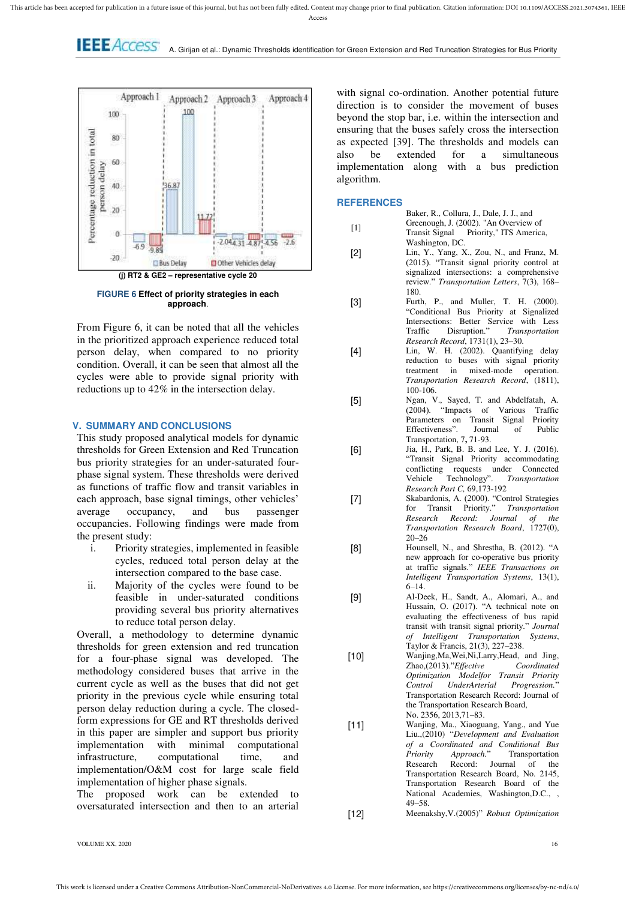(j) RT2 & GE2 – representative cycle 20

**FIGURE 6** Effect of priority strategies in each approach.

From Figure 6, it can be noted that all the vehicles in the prioritized approach experience reduced total person delay, when compared to no priority condition. Overall, it can be seen that almost all the cycles were able to provide signal priority with reductions up to 42% in the intersection delay.

## V. SUMMARY AND CONCLUSIONS

This study proposed analytical models for dynamic thresholds for Green Extension and Red Truncation bus priority strategies for an under-saturated four-phase signal system. These thresholds were derived as functions of traffic flow and transit variables in each approach, base signal timings, other vehicles' average occupancy, and bus passenger occupancies. Following findings were made from the present study:

i. Priority strategies, implemented in feasible cycles, reduced total person delay at the intersection compared to the base case.
ii. Majority of the cycles were found to be feasible in under-saturated conditions providing several bus priority alternatives to reduce total person delay.

Overall, a methodology to determine dynamic thresholds for green extension and red truncation for a four-phase signal was developed. The methodology considered buses that arrive in the current cycle as well as the buses that did not get priority in the previous cycle while ensuring total person delay reduction during a cycle. The closed-form expressions for GE and RT thresholds derived in this paper are simpler and support bus priority implementation with minimal computational infrastructure, computational time, and implementation/O&M cost for large scale field implementation of higher phase signals.

The proposed work can be extended to oversaturated intersection and then to an arterial with signal co-ordination. Another potential future direction is to consider the movement of buses beyond the stop bar, i.e. within the intersection and ensuring that the buses safely cross the intersection as expected [39]. The thresholds and models can also be extended for a simultaneous implementation along with a bus prediction algorithm.

## REFERENCES

[1] Baker, R., Collura, J., Dale, J. J., and Greenough, J. (2002). "An Overview of Transit Signal Priority," ITS America, Washington, DC.

[2] Lin, Y., Yang, X., Zou, N., and Franz, M. (2015). "Transit signal priority control at signalized intersections: a comprehensive review." *Transportation Letters*, 7(3), 168–180.

[3] Furth, P., and Muller, T. H. (2000). "Conditional Bus Priority at Signalized Intersections: Better Service with Less Traffic Disruption." *Transportation Research Record*, 1731(1), 23–30.

[4] Lin, W. H. (2002). Quantifying delay reduction to buses with signal priority treatment in mixed-mode operation. *Transportation Research Record*, (1811), 100-106.

[5] Ngan, V., Sayed, T. and Abdelfatah, A. (2004). "Impacts of Various Traffic Parameters on Transit Signal Priority Effectiveness". Journal of Public Transportation, 7, 71-93.

[6] Jia, H., Park, B. B. and Lee, Y. J. (2016). "Transit Signal Priority accommodating conflicting requests under Connected Vehicle Technology". *Transportation Research Part C*, 69,173-192

[7] Skabardonis, A. (2000). "Control Strategies for Transit Priority." *Transportation Research Record: Journal of the Transportation Research Board*, 1727(0), 20–26

[8] Hounsell, N., and Shrestha, B. (2012). "A new approach for co-operative bus priority at traffic signals." *IEEE Transactions on Intelligent Transportation Systems*, 13(1), 6–14.

[9] Al-Deek, H., Sandt, A., Alomari, A., and Hussain, O. (2017). "A technical note on evaluating the effectiveness of bus rapid transit with transit signal priority." *Journal of Intelligent Transportation Systems*, Taylor & Francis, 21(3), 227–238.

[10] Wanjing,Ma,Wei,Ni,Larry,Head, and Jing, Zhao,(2013)."*Effective Coordinated Optimization Modelfor Transit Priority Control UnderArterial Progression.*" Transportation Research Record: Journal of the Transportation Research Board, No. 2356, 2013,71–83.

[11] Wanjing, Ma., Xiaoguang, Yang., and Yue Liu.,(2010) "*Development and Evaluation of a Coordinated and Conditional Bus Priority Approach.*" Transportation Research Record: Journal of the Transportation Research Board, No. 2145, Transportation Research Board of the National Academies, Washington,D.C., , 49–58.

[12] Meenakshy,V.(2005)" *Robust Optimization*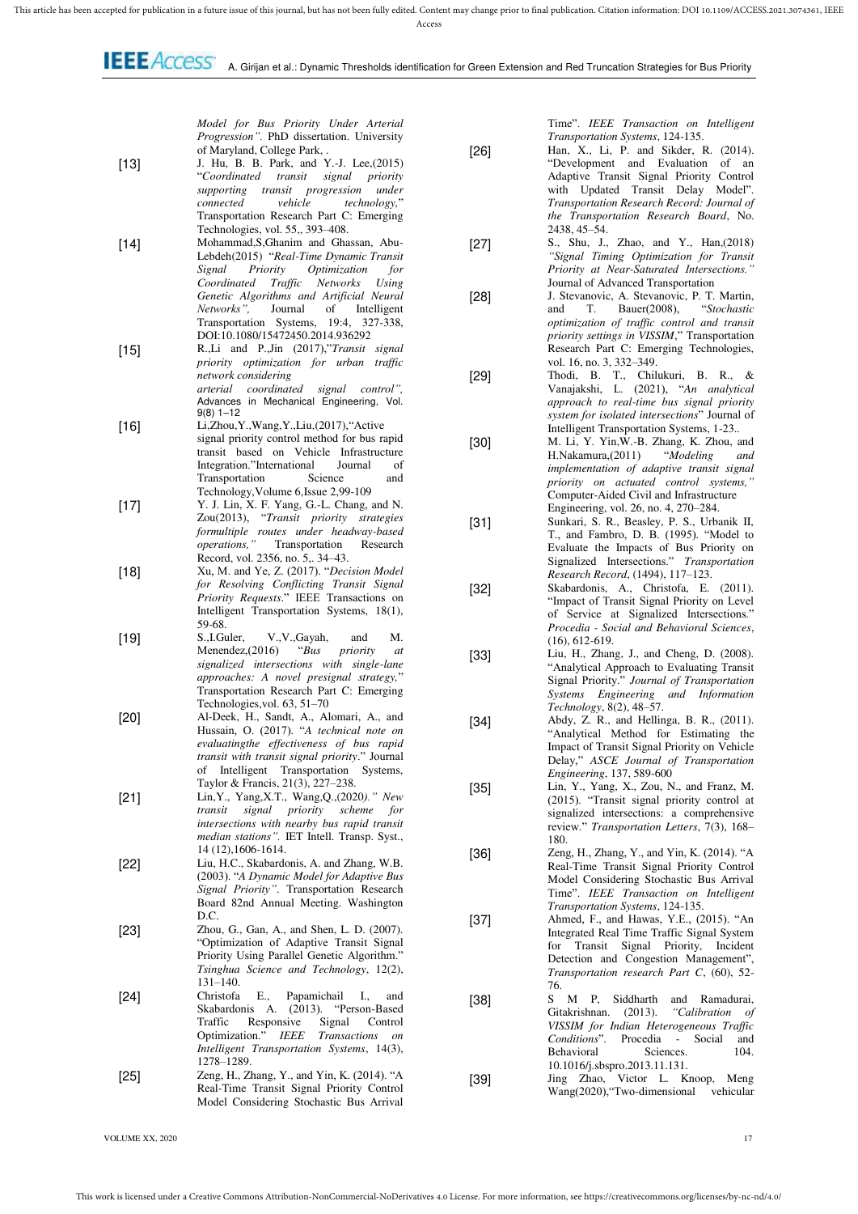*Model for Bus Priority Under Arterial Progression"*. PhD dissertation. University of Maryland, College Park, .

[13] J. Hu, B. B. Park, and Y.-J. Lee,(2015) "*Coordinated transit signal priority supporting transit progression under connected vehicle technology,*" Transportation Research Part C: Emerging Technologies, vol. 55,, 393–408.

[14] Mohammad,S,Ghanim and Ghassan, Abu-Lebdeh(2015) "*Real-Time Dynamic Transit Signal Priority Optimization for Coordinated Traffic Networks Using Genetic Algorithms and Artificial Neural Networks",* Journal of Intelligent Transportation Systems, 19:4, 327-338, DOI:10.1080/15472450.2014.936292

[15] R.,Li and P.,Jin (2017),"*Transit signal priority optimization for urban traffic network considering arterial coordinated signal control",* Advances in Mechanical Engineering, Vol. 9(8) 1–12

[16] Li,Zhou,Y.,Wang,Y.,Liu,(2017),"Active signal priority control method for bus rapid transit based on Vehicle Infrastructure Integration."International Journal of Transportation Science and Technology,Volume 6,Issue 2,99-109

[17] Y. J. Lin, X. F. Yang, G.-L. Chang, and N. Zou(2013), "*Transit priority strategies formultiple routes under headway-based operations,"* Transportation Research Record, vol. 2356, no. 5,. 34–43.

[18] Xu, M. and Ye, Z. (2017). "*Decision Model for Resolving Conflicting Transit Signal Priority Requests*." IEEE Transactions on Intelligent Transportation Systems, 18(1), 59-68.

[19] S.,I.Guler, V.,V.,Gayah, and M. Menendez,(2016) "*Bus priority at signalized intersections with single-lane approaches: A novel presignal strategy,*" Transportation Research Part C: Emerging Technologies,vol. 63, 51–70

[20] Al-Deek, H., Sandt, A., Alomari, A., and Hussain, O. (2017). "*A technical note on evaluatingthe effectiveness of bus rapid transit with transit signal priority*." Journal of Intelligent Transportation Systems, Taylor & Francis, 21(3), 227–238.

[21] Lin,Y., Yang,X.T., Wang,Q.,(2020*)." New transit signal priority scheme for intersections with nearby bus rapid transit median stations".* IET Intell. Transp. Syst., 14 (12),1606-1614.

[22] Liu, H.C., Skabardonis, A. and Zhang, W.B. (2003). "*A Dynamic Model for Adaptive Bus Signal Priority"*. Transportation Research Board 82nd Annual Meeting. Washington D.C.

[23] Zhou, G., Gan, A., and Shen, L. D. (2007). "Optimization of Adaptive Transit Signal Priority Using Parallel Genetic Algorithm." *Tsinghua Science and Technology*, 12(2), 131–140.

[24] Christofa E., Papamichail I., and Skabardonis A. (2013). "Person-Based Traffic Responsive Signal Control Optimization." *IEEE Transactions on Intelligent Transportation Systems*, 14(3), 1278–1289.

[25] Zeng, H., Zhang, Y., and Yin, K. (2014). "A Real-Time Transit Signal Priority Control Model Considering Stochastic Bus Arrival Time". *IEEE Transaction on Intelligent Transportation Systems*, 124-135.

[26] Han, X., Li, P. and Sikder, R. (2014). "Development and Evaluation of an Adaptive Transit Signal Priority Control with Updated Transit Delay Model". *Transportation Research Record: Journal of the Transportation Research Board*, No. 2438, 45–54.

[27] S., Shu, J., Zhao, and Y., Han,(2018) *"Signal Timing Optimization for Transit Priority at Near-Saturated Intersections."* Journal of Advanced Transportation

[28] J. Stevanovic, A. Stevanovic, P. T. Martin, and T. Bauer(2008), "*Stochastic optimization of traffic control and transit priority settings in VISSIM*," Transportation Research Part C: Emerging Technologies, vol. 16, no. 3, 332–349.

[29] Thodi, B. T., Chilukuri, B. R., & Vanajakshi, L. (2021), "*An analytical approach to real-time bus signal priority system for isolated intersections*" Journal of Intelligent Transportation Systems, 1-23..

[30] M. Li, Y. Yin,W.-B. Zhang, K. Zhou, and H.Nakamura,(2011) "*Modeling and implementation of adaptive transit signal priority on actuated control systems,"* Computer-Aided Civil and Infrastructure Engineering, vol. 26, no. 4, 270–284.

[31] Sunkari, S. R., Beasley, P. S., Urbanik II, T., and Fambro, D. B. (1995). "Model to Evaluate the Impacts of Bus Priority on Signalized Intersections." *Transportation Research Record*, (1494), 117–123.

[32] Skabardonis, A., Christofa, E. (2011). "Impact of Transit Signal Priority on Level of Service at Signalized Intersections." *Procedia - Social and Behavioral Sciences*, (16), 612-619.

[33] Liu, H., Zhang, J., and Cheng, D. (2008). "Analytical Approach to Evaluating Transit Signal Priority." *Journal of Transportation Systems Engineering and Information Technology*, 8(2), 48–57.

[34] Abdy, Z. R., and Hellinga, B. R., (2011). "Analytical Method for Estimating the Impact of Transit Signal Priority on Vehicle Delay," *ASCE Journal of Transportation Engineering*, 137, 589-600

[35] Lin, Y., Yang, X., Zou, N., and Franz, M. (2015). "Transit signal priority control at signalized intersections: a comprehensive review." *Transportation Letters*, 7(3), 168–180.

[36] Zeng, H., Zhang, Y., and Yin, K. (2014). "A Real-Time Transit Signal Priority Control Model Considering Stochastic Bus Arrival Time". *IEEE Transaction on Intelligent Transportation Systems*, 124-135.

[37] Ahmed, F., and Hawas, Y.E., (2015). "An Integrated Real Time Traffic Signal System for Transit Signal Priority, Incident Detection and Congestion Management", *Transportation research Part C*, (60), 52-76.

[38] S M P, Siddharth and Ramadurai, Gitakrishnan. (2013). *"Calibration of VISSIM for Indian Heterogeneous Traffic Conditions"*. Procedia - Social and Behavioral Sciences. 104. 10.1016/j.sbspro.2013.11.131.

[39] Jing Zhao, Victor L. Knoop, Meng Wang(2020),"Two-dimensional vehicular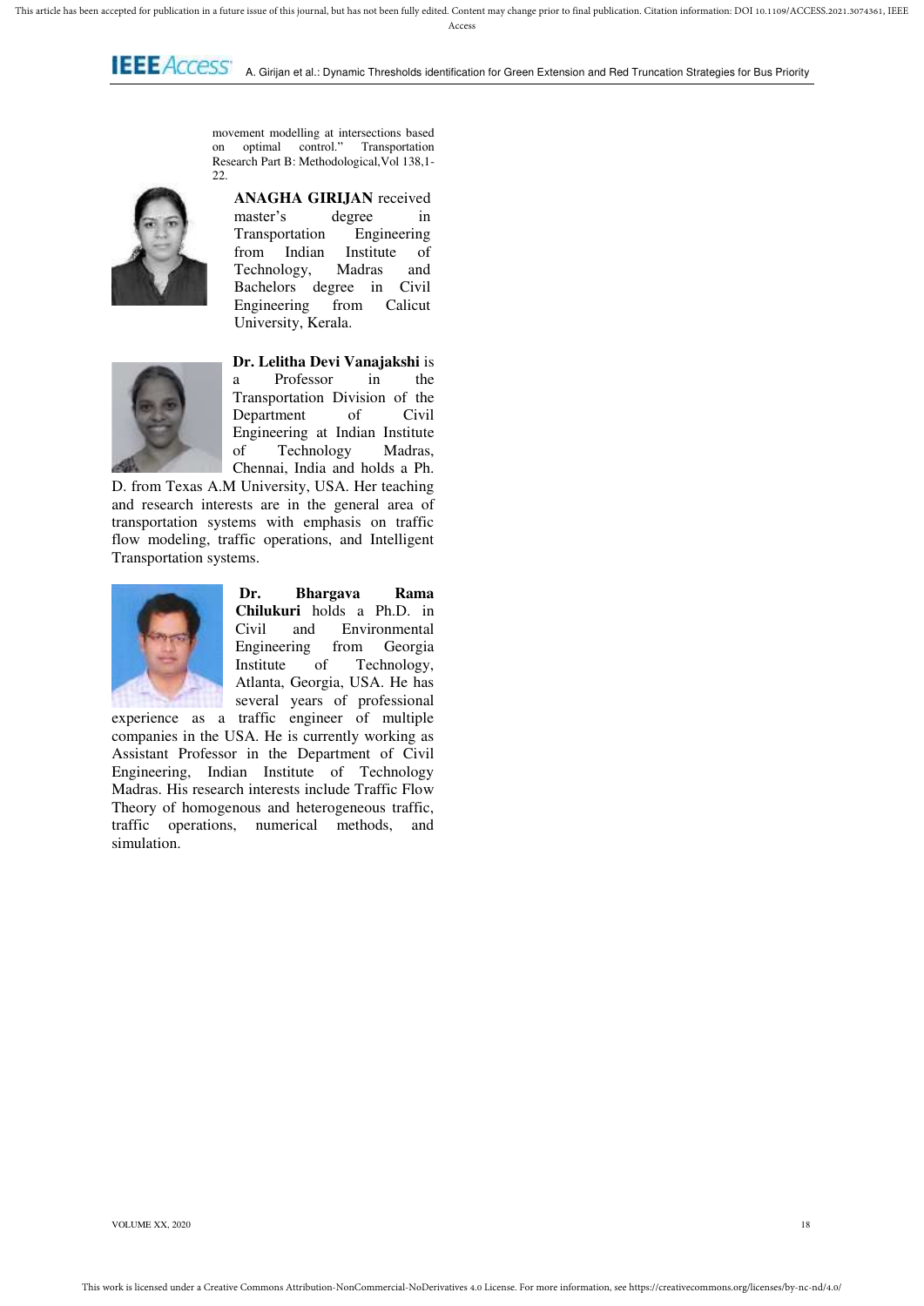movement modelling at intersections based on optimal control." Transportation Research Part B: Methodological,Vol 138,1-22.

**ANAGHA GIRIJAN** received master's degree in Transportation Engineering from Indian Institute of Technology, Madras and Bachelors degree in Civil Engineering from Calicut University, Kerala.

**Dr. Lelitha Devi Vanajakshi** is a Professor in the Transportation Division of the Department of Civil Engineering at Indian Institute of Technology Madras, Chennai, India and holds a Ph. D. from Texas A.M University, USA. Her teaching and research interests are in the general area of transportation systems with emphasis on traffic flow modeling, traffic operations, and Intelligent Transportation systems.

**Dr. Bhargava Rama Chilukuri** holds a Ph.D. in Civil and Environmental Engineering from Georgia Institute of Technology, Atlanta, Georgia, USA. He has several years of professional experience as a traffic engineer of multiple companies in the USA. He is currently working as Assistant Professor in the Department of Civil Engineering, Indian Institute of Technology Madras. His research interests include Traffic Flow Theory of homogenous and heterogeneous traffic, traffic operations, numerical methods, and simulation.